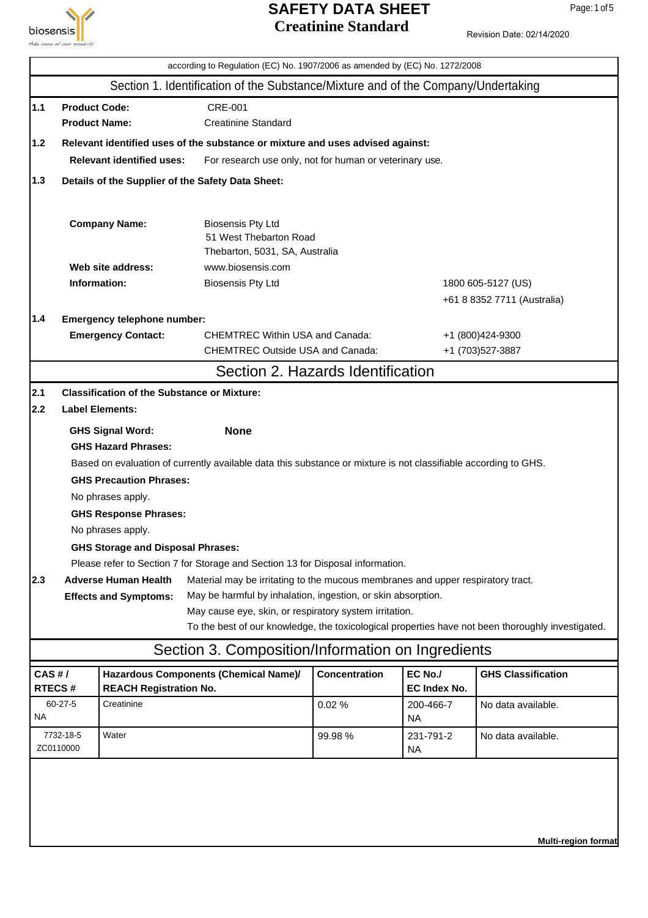# SAFETY DATA SHEET
# Creatinine Standard

Revision Date: 02/14/2020

according to Regulation (EC) No. 1907/2006 as amended by (EC) No. 1272/2008

## Section 1. Identification of the Substance/Mixture and of the Company/Undertaking

**1.1 Product Code:** CRE-001

**Product Name:** Creatinine Standard

**1.2 Relevant identified uses of the substance or mixture and uses advised against:**

**Relevant identified uses:** For research use only, not for human or veterinary use.

**1.3 Details of the Supplier of the Safety Data Sheet:**

**Company Name:** Biosensis Pty Ltd
51 West Thebarton Road
Thebarton, 5031, SA, Australia

**Web site address:** www.biosensis.com

**Information:** Biosensis Pty Ltd — 1800 605-5127 (US), +61 8 8352 7711 (Australia)

**1.4 Emergency telephone number:**

**Emergency Contact:**
CHEMTREC Within USA and Canada: +1 (800)424-9300
CHEMTREC Outside USA and Canada: +1 (703)527-3887

## Section 2. Hazards Identification

**2.1 Classification of the Substance or Mixture:**

**2.2 Label Elements:**

**GHS Signal Word:** **None**

**GHS Hazard Phrases:**

Based on evaluation of currently available data this substance or mixture is not classifiable according to GHS.

**GHS Precaution Phrases:**

No phrases apply.

**GHS Response Phrases:**

No phrases apply.

**GHS Storage and Disposal Phrases:**

Please refer to Section 7 for Storage and Section 13 for Disposal information.

**2.3 Adverse Human Health Effects and Symptoms:**

Material may be irritating to the mucous membranes and upper respiratory tract.
May be harmful by inhalation, ingestion, or skin absorption.
May cause eye, skin, or respiratory system irritation.
To the best of our knowledge, the toxicological properties have not been thoroughly investigated.

## Section 3. Composition/Information on Ingredients

| CAS # / RTECS # | Hazardous Components (Chemical Name)/ REACH Registration No. | Concentration | EC No./ EC Index No. | GHS Classification |
|---|---|---|---|---|
| 60-27-5 NA | Creatinine | 0.02 % | 200-466-7 NA | No data available. |
| 7732-18-5 ZC0110000 | Water | 99.98 % | 231-791-2 NA | No data available. |

**Multi-region format**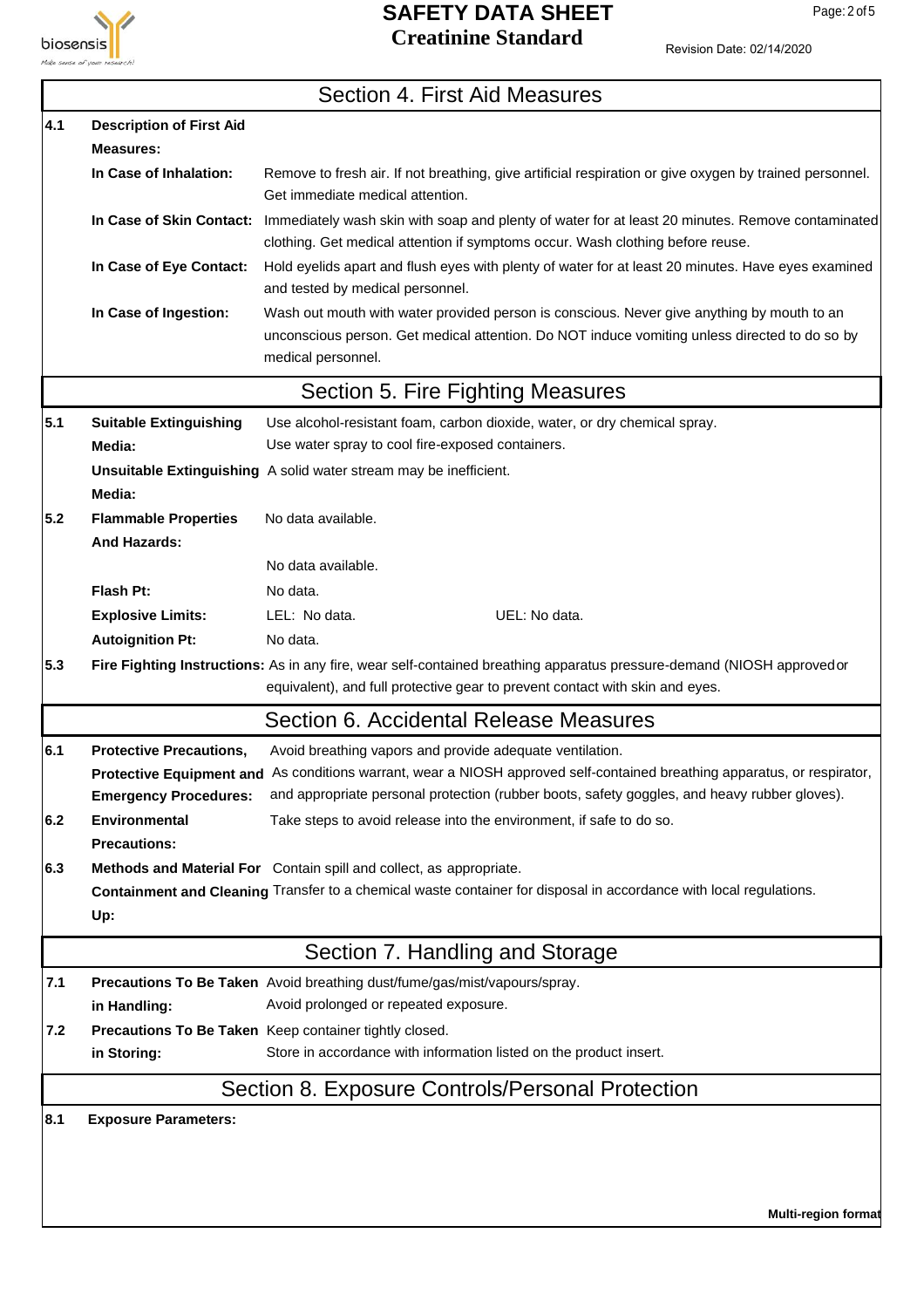## Section 4. First Aid Measures

**4.1 Description of First Aid Measures:**

**In Case of Inhalation:** Remove to fresh air. If not breathing, give artificial respiration or give oxygen by trained personnel. Get immediate medical attention.

**In Case of Skin Contact:** Immediately wash skin with soap and plenty of water for at least 20 minutes. Remove contaminated clothing. Get medical attention if symptoms occur. Wash clothing before reuse.

**In Case of Eye Contact:** Hold eyelids apart and flush eyes with plenty of water for at least 20 minutes. Have eyes examined and tested by medical personnel.

**In Case of Ingestion:** Wash out mouth with water provided person is conscious. Never give anything by mouth to an unconscious person. Get medical attention. Do NOT induce vomiting unless directed to do so by medical personnel.

## Section 5. Fire Fighting Measures

**5.1 Suitable Extinguishing Media:** Use alcohol-resistant foam, carbon dioxide, water, or dry chemical spray. Use water spray to cool fire-exposed containers.

**Unsuitable Extinguishing Media:** A solid water stream may be inefficient.

**5.2 Flammable Properties And Hazards:** No data available.

No data available.

**Flash Pt:** No data.

**Explosive Limits:** LEL: No data. UEL: No data.

**Autoignition Pt:** No data.

**5.3 Fire Fighting Instructions:** As in any fire, wear self-contained breathing apparatus pressure-demand (NIOSH approved or equivalent), and full protective gear to prevent contact with skin and eyes.

## Section 6. Accidental Release Measures

**6.1 Protective Precautions, Protective Equipment and Emergency Procedures:** Avoid breathing vapors and provide adequate ventilation. As conditions warrant, wear a NIOSH approved self-contained breathing apparatus, or respirator, and appropriate personal protection (rubber boots, safety goggles, and heavy rubber gloves).

**6.2 Environmental Precautions:** Take steps to avoid release into the environment, if safe to do so.

**6.3 Methods and Material For Containment and Cleaning Up:** Contain spill and collect, as appropriate. Transfer to a chemical waste container for disposal in accordance with local regulations.

## Section 7. Handling and Storage

**7.1 Precautions To Be Taken in Handling:** Avoid breathing dust/fume/gas/mist/vapours/spray. Avoid prolonged or repeated exposure.

**7.2 Precautions To Be Taken in Storing:** Keep container tightly closed. Store in accordance with information listed on the product insert.

## Section 8. Exposure Controls/Personal Protection

**8.1 Exposure Parameters:**

**Multi-region format**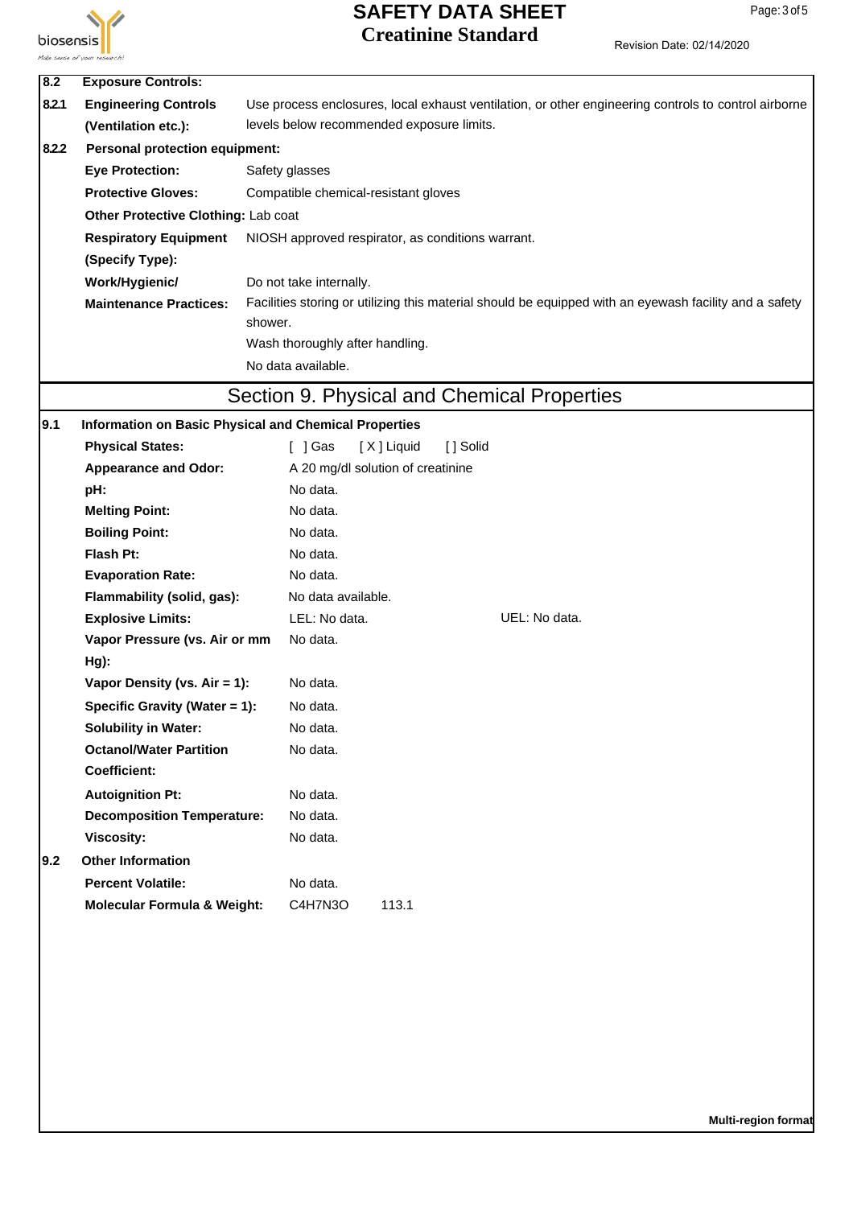| 8.2 | **Exposure Controls:** | |
|---|---|---|
| 8.2.1 | **Engineering Controls (Ventilation etc.):** | Use process enclosures, local exhaust ventilation, or other engineering controls to control airborne levels below recommended exposure limits. |
| 8.2.2 | **Personal protection equipment:** | |
| | **Eye Protection:** | Safety glasses |
| | **Protective Gloves:** | Compatible chemical-resistant gloves |
| | **Other Protective Clothing:** | Lab coat |
| | **Respiratory Equipment (Specify Type):** | NIOSH approved respirator, as conditions warrant. |
| | **Work/Hygienic/ Maintenance Practices:** | Do not take internally.<br>Facilities storing or utilizing this material should be equipped with an eyewash facility and a safety shower.<br>Wash thoroughly after handling.<br>No data available. |

## Section 9. Physical and Chemical Properties

**9.1 Information on Basic Physical and Chemical Properties**

| | | |
|---|---|---|
| **Physical States:** | [ ] Gas [ X ] Liquid [ ] Solid | |
| **Appearance and Odor:** | A 20 mg/dl solution of creatinine | |
| **pH:** | No data. | |
| **Melting Point:** | No data. | |
| **Boiling Point:** | No data. | |
| **Flash Pt:** | No data. | |
| **Evaporation Rate:** | No data. | |
| **Flammability (solid, gas):** | No data available. | |
| **Explosive Limits:** | LEL: No data. | UEL: No data. |
| **Vapor Pressure (vs. Air or mm Hg):** | No data. | |
| **Vapor Density (vs. Air = 1):** | No data. | |
| **Specific Gravity (Water = 1):** | No data. | |
| **Solubility in Water:** | No data. | |
| **Octanol/Water Partition Coefficient:** | No data. | |
| **Autoignition Pt:** | No data. | |
| **Decomposition Temperature:** | No data. | |
| **Viscosity:** | No data. | |

**9.2 Other Information**

| | | |
|---|---|---|
| **Percent Volatile:** | No data. | |
| **Molecular Formula & Weight:** | $C_4H_7N_3O$ | 113.1 |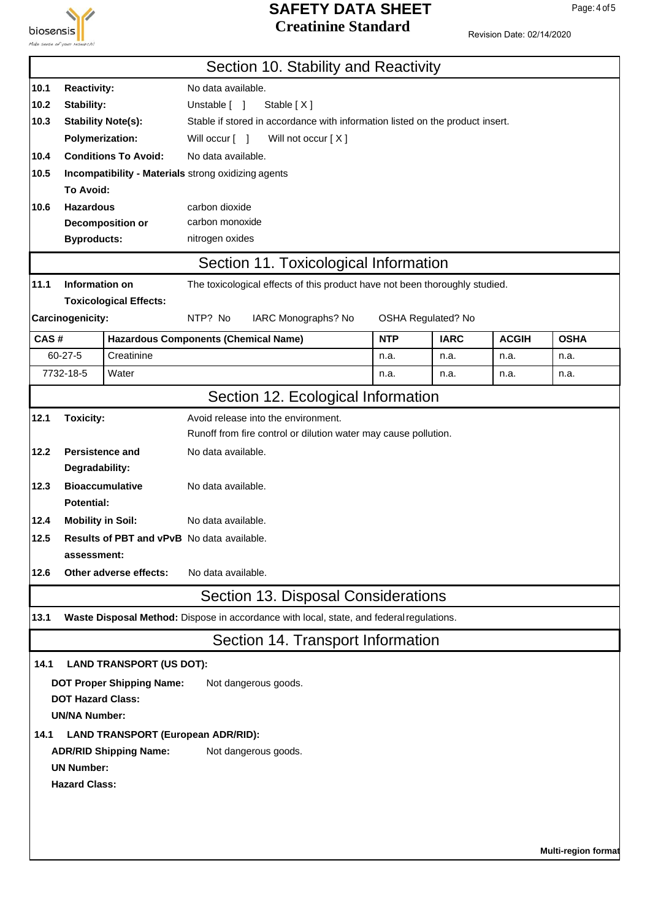## Section 10. Stability and Reactivity

**10.1 Reactivity:** No data available.

**10.2 Stability:** Unstable [ ] Stable [ X ]

**10.3 Stability Note(s):** Stable if stored in accordance with information listed on the product insert.

**Polymerization:** Will occur [ ] Will not occur [ X ]

**10.4 Conditions To Avoid:** No data available.

**10.5 Incompatibility - Materials To Avoid:** strong oxidizing agents

**10.6 Hazardous Decomposition or Byproducts:** carbon dioxide
carbon monoxide
nitrogen oxides

## Section 11. Toxicological Information

**11.1 Information on Toxicological Effects:** The toxicological effects of this product have not been thoroughly studied.

**Carcinogenicity:** NTP? No IARC Monographs? No OSHA Regulated? No

| CAS # | Hazardous Components (Chemical Name) | NTP | IARC | ACGIH | OSHA |
|---|---|---|---|---|---|
| 60-27-5 | Creatinine | n.a. | n.a. | n.a. | n.a. |
| 7732-18-5 | Water | n.a. | n.a. | n.a. | n.a. |

## Section 12. Ecological Information

**12.1 Toxicity:** Avoid release into the environment.
Runoff from fire control or dilution water may cause pollution.

**12.2 Persistence and Degradability:** No data available.

**12.3 Bioaccumulative Potential:** No data available.

**12.4 Mobility in Soil:** No data available.

**12.5 Results of PBT and vPvB assessment:** No data available.

**12.6 Other adverse effects:** No data available.

## Section 13. Disposal Considerations

**13.1 Waste Disposal Method:** Dispose in accordance with local, state, and federal regulations.

## Section 14. Transport Information

**14.1 LAND TRANSPORT (US DOT):**

**DOT Proper Shipping Name:** Not dangerous goods.

**DOT Hazard Class:**

**UN/NA Number:**

**14.1 LAND TRANSPORT (European ADR/RID):**

**ADR/RID Shipping Name:** Not dangerous goods.

**UN Number:**

**Hazard Class:**

**Multi-region format**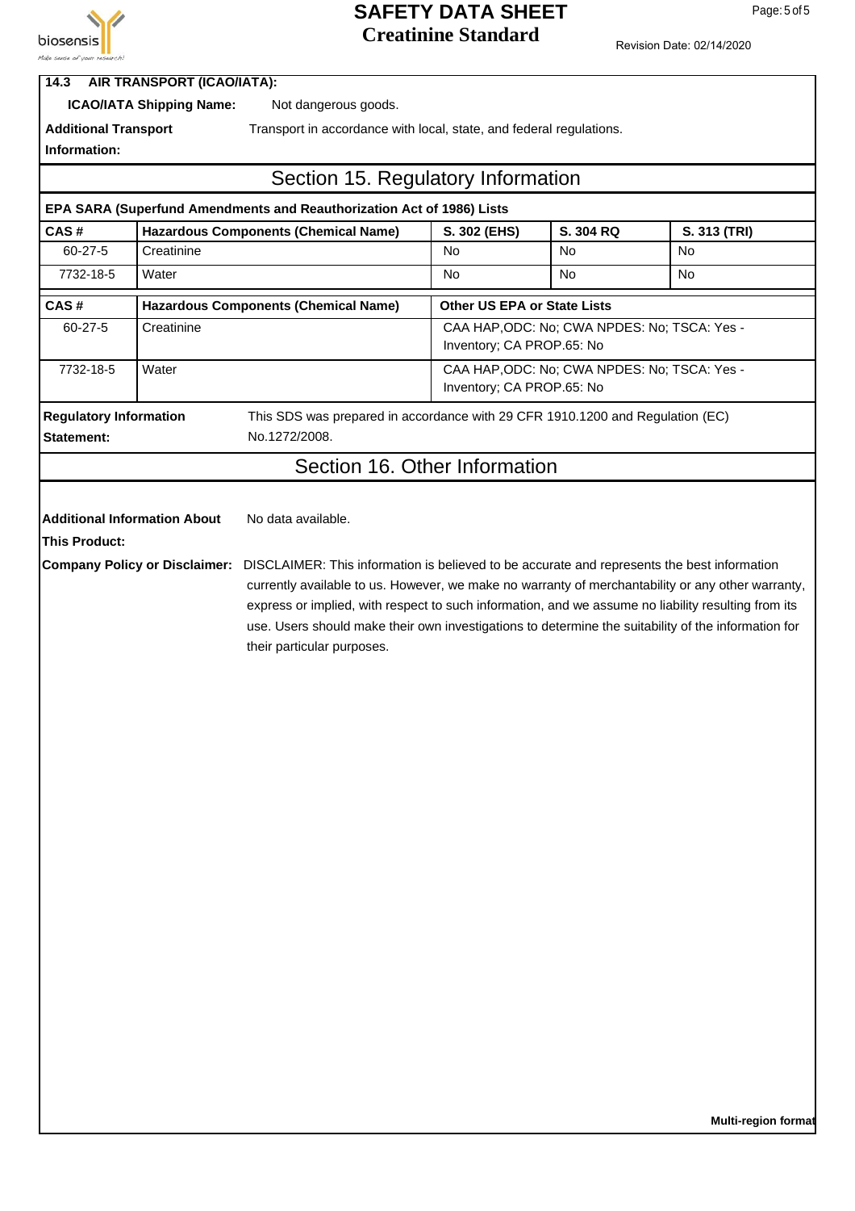**14.3 AIR TRANSPORT (ICAO/IATA):**

**ICAO/IATA Shipping Name:** Not dangerous goods.

**Additional Transport Information:** Transport in accordance with local, state, and federal regulations.

## Section 15. Regulatory Information

**EPA SARA (Superfund Amendments and Reauthorization Act of 1986) Lists**

| CAS # | Hazardous Components (Chemical Name) | S. 302 (EHS) | S. 304 RQ | S. 313 (TRI) |
|---|---|---|---|---|
| 60-27-5 | Creatinine | No | No | No |
| 7732-18-5 | Water | No | No | No |

| CAS # | Hazardous Components (Chemical Name) | Other US EPA or State Lists |
|---|---|---|
| 60-27-5 | Creatinine | CAA HAP,ODC: No; CWA NPDES: No; TSCA: Yes - Inventory; CA PROP.65: No |
| 7732-18-5 | Water | CAA HAP,ODC: No; CWA NPDES: No; TSCA: Yes - Inventory; CA PROP.65: No |

**Regulatory Information Statement:** This SDS was prepared in accordance with 29 CFR 1910.1200 and Regulation (EC) No.1272/2008.

## Section 16. Other Information

**Additional Information About This Product:** No data available.

**Company Policy or Disclaimer:** DISCLAIMER: This information is believed to be accurate and represents the best information currently available to us. However, we make no warranty of merchantability or any other warranty, express or implied, with respect to such information, and we assume no liability resulting from its use. Users should make their own investigations to determine the suitability of the information for their particular purposes.

**Multi-region format**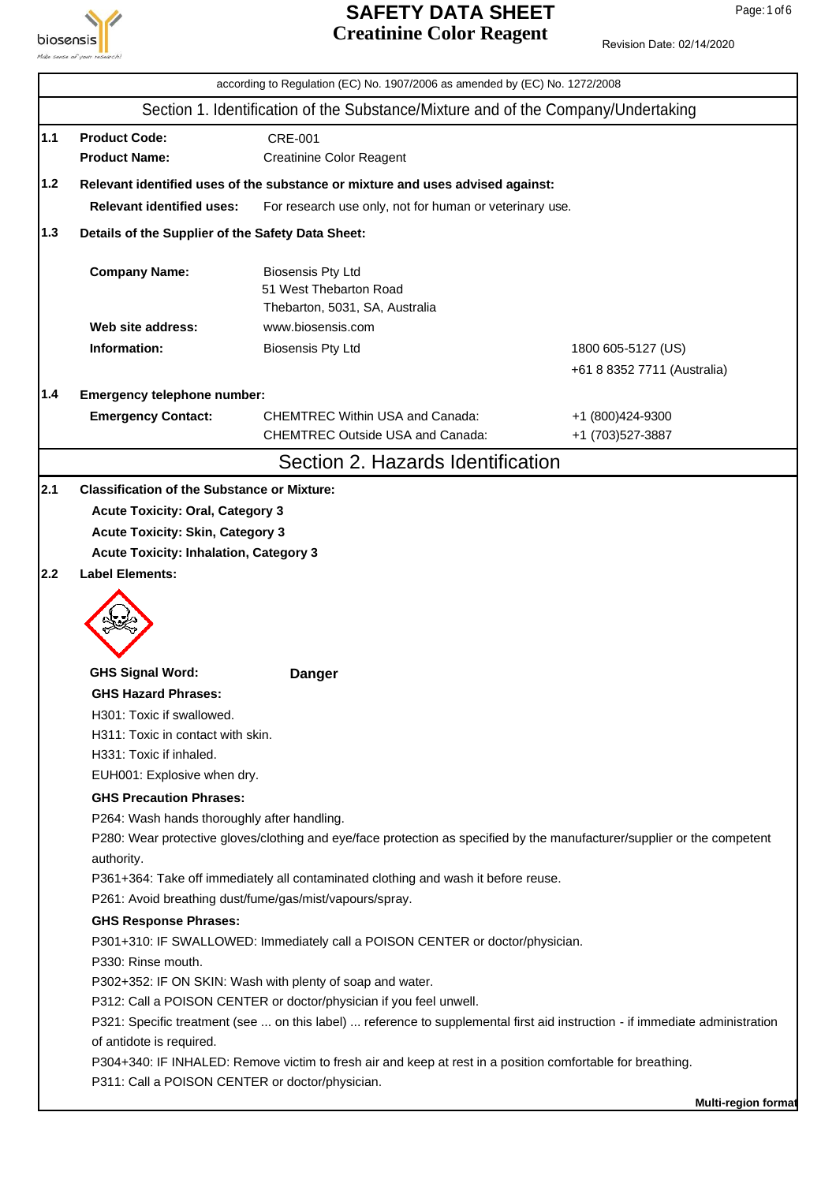# SAFETY DATA SHEET
## Creatinine Color Reagent

Revision Date: 02/14/2020

according to Regulation (EC) No. 1907/2006 as amended by (EC) No. 1272/2008

## Section 1. Identification of the Substance/Mixture and of the Company/Undertaking

**1.1**

**Product Code:** CRE-001

**Product Name:** Creatinine Color Reagent

**1.2 Relevant identified uses of the substance or mixture and uses advised against:**

**Relevant identified uses:** For research use only, not for human or veterinary use.

**1.3 Details of the Supplier of the Safety Data Sheet:**

**Company Name:** Biosensis Pty Ltd
51 West Thebarton Road
Thebarton, 5031, SA, Australia

**Web site address:** www.biosensis.com

**Information:** Biosensis Pty Ltd — 1800 605-5127 (US), +61 8 8352 7711 (Australia)

**1.4 Emergency telephone number:**

**Emergency Contact:**
CHEMTREC Within USA and Canada: +1 (800)424-9300
CHEMTREC Outside USA and Canada: +1 (703)527-3887

## Section 2. Hazards Identification

**2.1 Classification of the Substance or Mixture:**

**Acute Toxicity: Oral, Category 3**
**Acute Toxicity: Skin, Category 3**
**Acute Toxicity: Inhalation, Category 3**

**2.2 Label Elements:**

**GHS Signal Word:** **Danger**

**GHS Hazard Phrases:**

H301: Toxic if swallowed.
H311: Toxic in contact with skin.
H331: Toxic if inhaled.
EUH001: Explosive when dry.

**GHS Precaution Phrases:**

P264: Wash hands thoroughly after handling.
P280: Wear protective gloves/clothing and eye/face protection as specified by the manufacturer/supplier or the competent authority.
P361+364: Take off immediately all contaminated clothing and wash it before reuse.
P261: Avoid breathing dust/fume/gas/mist/vapours/spray.

**GHS Response Phrases:**

P301+310: IF SWALLOWED: Immediately call a POISON CENTER or doctor/physician.
P330: Rinse mouth.
P302+352: IF ON SKIN: Wash with plenty of soap and water.
P312: Call a POISON CENTER or doctor/physician if you feel unwell.
P321: Specific treatment (see ... on this label) ... reference to supplemental first aid instruction - if immediate administration of antidote is required.
P304+340: IF INHALED: Remove victim to fresh air and keep at rest in a position comfortable for breathing.
P311: Call a POISON CENTER or doctor/physician.

**Multi-region format**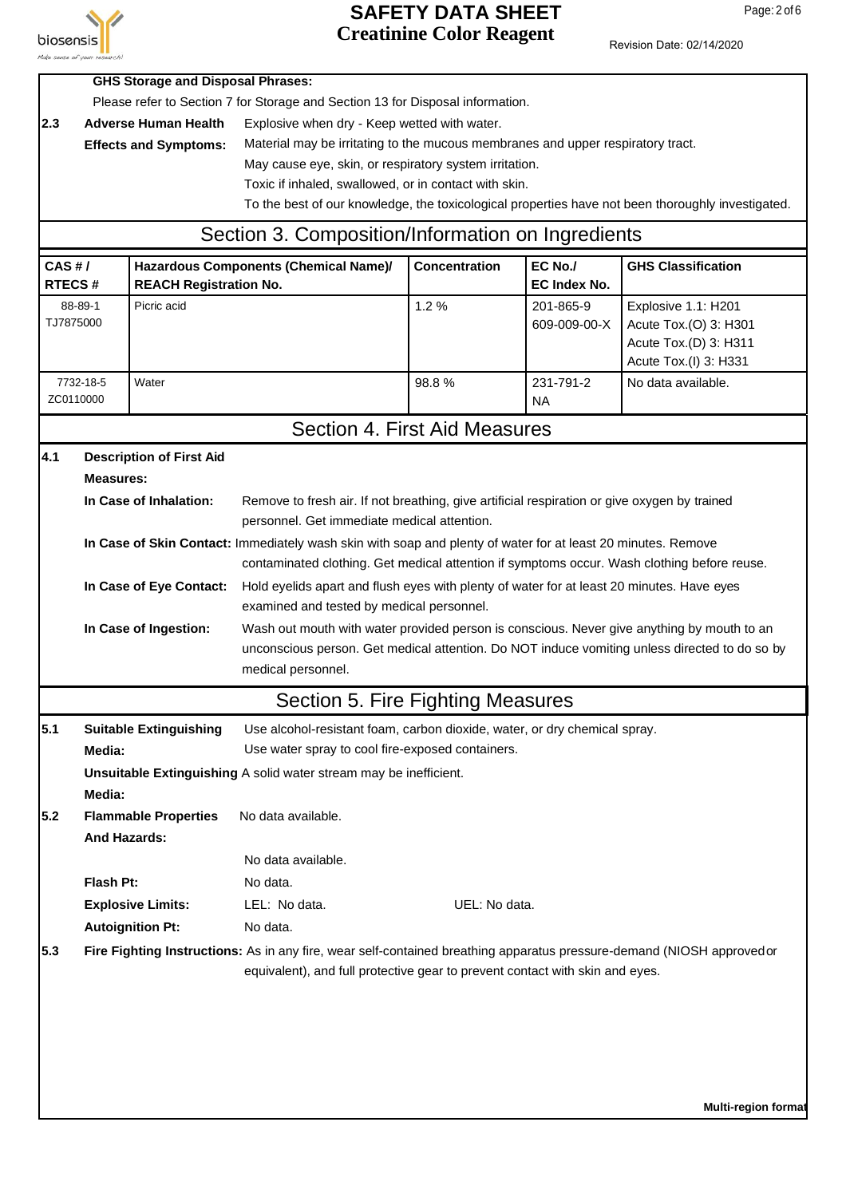**GHS Storage and Disposal Phrases:**

Please refer to Section 7 for Storage and Section 13 for Disposal information.

**2.3 Adverse Human Health Effects and Symptoms:**
Explosive when dry - Keep wetted with water.
Material may be irritating to the mucous membranes and upper respiratory tract.
May cause eye, skin, or respiratory system irritation.
Toxic if inhaled, swallowed, or in contact with skin.
To the best of our knowledge, the toxicological properties have not been thoroughly investigated.

## Section 3. Composition/Information on Ingredients

| CAS # / RTECS # | Hazardous Components (Chemical Name)/ REACH Registration No. | Concentration | EC No./ EC Index No. | GHS Classification |
|---|---|---|---|---|
| 88-89-1 TJ7875000 | Picric acid | 1.2 % | 201-865-9 609-009-00-X | Explosive 1.1: H201 Acute Tox.(O) 3: H301 Acute Tox.(D) 3: H311 Acute Tox.(I) 3: H331 |
| 7732-18-5 ZC0110000 | Water | 98.8 % | 231-791-2 NA | No data available. |

## Section 4. First Aid Measures

**4.1 Description of First Aid Measures:**

**In Case of Inhalation:** Remove to fresh air. If not breathing, give artificial respiration or give oxygen by trained personnel. Get immediate medical attention.

**In Case of Skin Contact:** Immediately wash skin with soap and plenty of water for at least 20 minutes. Remove contaminated clothing. Get medical attention if symptoms occur. Wash clothing before reuse.

**In Case of Eye Contact:** Hold eyelids apart and flush eyes with plenty of water for at least 20 minutes. Have eyes examined and tested by medical personnel.

**In Case of Ingestion:** Wash out mouth with water provided person is conscious. Never give anything by mouth to an unconscious person. Get medical attention. Do NOT induce vomiting unless directed to do so by medical personnel.

## Section 5. Fire Fighting Measures

**5.1 Suitable Extinguishing Media:** Use alcohol-resistant foam, carbon dioxide, water, or dry chemical spray.
Use water spray to cool fire-exposed containers.

**Unsuitable Extinguishing Media:** A solid water stream may be inefficient.

**5.2 Flammable Properties And Hazards:** No data available.

No data available.

**Flash Pt:** No data.

**Explosive Limits:** LEL: No data. UEL: No data.

**Autoignition Pt:** No data.

**5.3 Fire Fighting Instructions:** As in any fire, wear self-contained breathing apparatus pressure-demand (NIOSH approved or equivalent), and full protective gear to prevent contact with skin and eyes.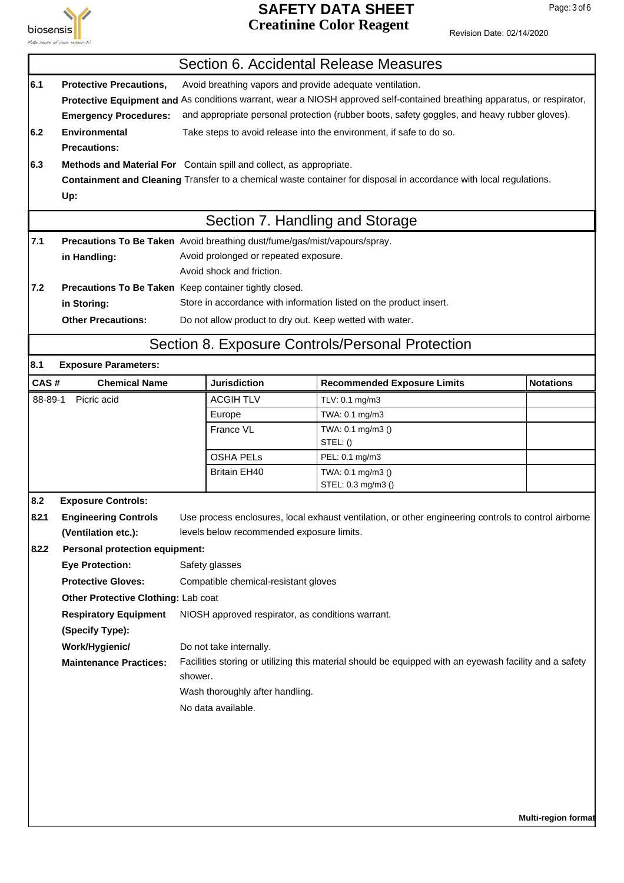## Section 6. Accidental Release Measures

**6.1 Protective Precautions, Protective Equipment and Emergency Procedures:** Avoid breathing vapors and provide adequate ventilation.
As conditions warrant, wear a NIOSH approved self-contained breathing apparatus, or respirator, and appropriate personal protection (rubber boots, safety goggles, and heavy rubber gloves).

**6.2 Environmental Precautions:** Take steps to avoid release into the environment, if safe to do so.

**6.3 Methods and Material For Containment and Cleaning Up:** Contain spill and collect, as appropriate.
Transfer to a chemical waste container for disposal in accordance with local regulations.

## Section 7. Handling and Storage

**7.1 Precautions To Be Taken in Handling:** Avoid breathing dust/fume/gas/mist/vapours/spray.
Avoid prolonged or repeated exposure.
Avoid shock and friction.

**7.2 Precautions To Be Taken in Storing:** Keep container tightly closed.
Store in accordance with information listed on the product insert.

**Other Precautions:** Do not allow product to dry out. Keep wetted with water.

## Section 8. Exposure Controls/Personal Protection

**8.1 Exposure Parameters:**

| CAS # | Chemical Name | Jurisdiction | Recommended Exposure Limits | Notations |
|---|---|---|---|---|
| 88-89-1 | Picric acid | ACGIH TLV | TLV: 0.1 mg/m3 | |
| | | Europe | TWA: 0.1 mg/m3 | |
| | | France VL | TWA: 0.1 mg/m3 ()<br>STEL: () | |
| | | OSHA PELs | PEL: 0.1 mg/m3 | |
| | | Britain EH40 | TWA: 0.1 mg/m3 ()<br>STEL: 0.3 mg/m3 () | |

**8.2 Exposure Controls:**

**8.2.1 Engineering Controls (Ventilation etc.):** Use process enclosures, local exhaust ventilation, or other engineering controls to control airborne levels below recommended exposure limits.

**8.2.2 Personal protection equipment:**

**Eye Protection:** Safety glasses

**Protective Gloves:** Compatible chemical-resistant gloves

**Other Protective Clothing:** Lab coat

**Respiratory Equipment (Specify Type):** NIOSH approved respirator, as conditions warrant.

**Work/Hygienic/ Maintenance Practices:** Do not take internally.
Facilities storing or utilizing this material should be equipped with an eyewash facility and a safety shower.
Wash thoroughly after handling.
No data available.

Multi-region format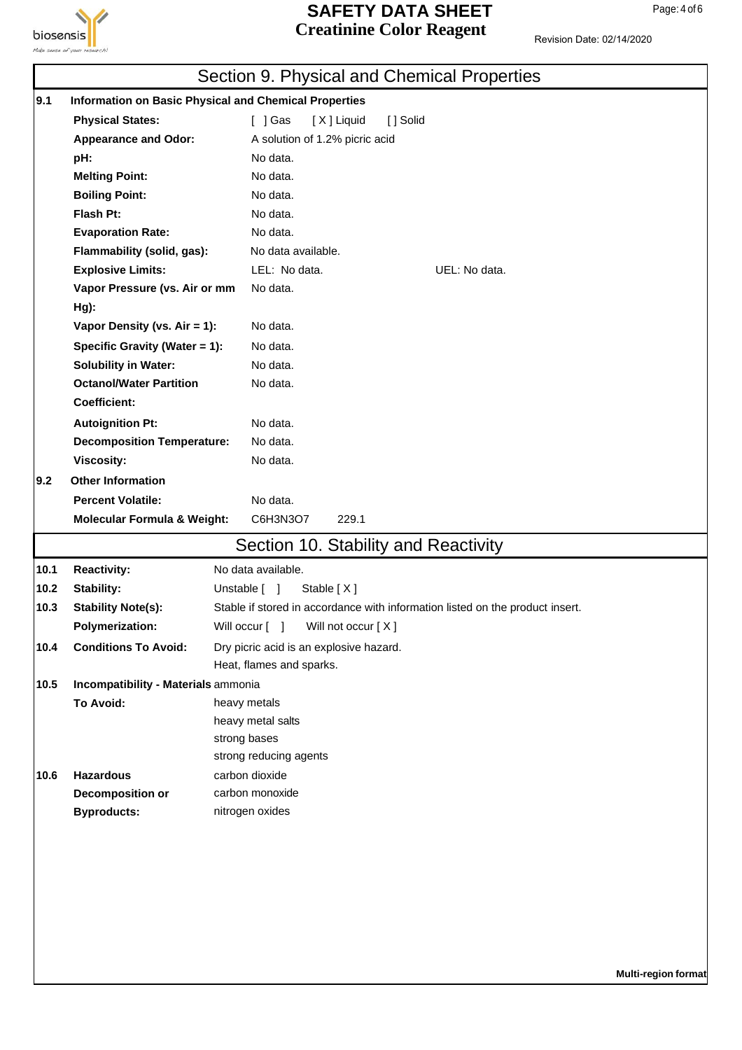## Section 9. Physical and Chemical Properties

| | | | |
|---|---|---|---|
| **9.1** | **Information on Basic Physical and Chemical Properties** | | |
| | **Physical States:** | [ ] Gas [X] Liquid [] Solid | |
| | **Appearance and Odor:** | A solution of 1.2% picric acid | |
| | **pH:** | No data. | |
| | **Melting Point:** | No data. | |
| | **Boiling Point:** | No data. | |
| | **Flash Pt:** | No data. | |
| | **Evaporation Rate:** | No data. | |
| | **Flammability (solid, gas):** | No data available. | |
| | **Explosive Limits:** | LEL: No data. | UEL: No data. |
| | **Vapor Pressure (vs. Air or mm Hg):** | No data. | |
| | **Vapor Density (vs. Air = 1):** | No data. | |
| | **Specific Gravity (Water = 1):** | No data. | |
| | **Solubility in Water:** | No data. | |
| | **Octanol/Water Partition Coefficient:** | No data. | |
| | **Autoignition Pt:** | No data. | |
| | **Decomposition Temperature:** | No data. | |
| | **Viscosity:** | No data. | |
| **9.2** | **Other Information** | | |
| | **Percent Volatile:** | No data. | |
| | **Molecular Formula & Weight:** | $C_6H_3N_3O_7$ 229.1 | |

## Section 10. Stability and Reactivity

| | | |
|---|---|---|
| **10.1** | **Reactivity:** | No data available. |
| **10.2** | **Stability:** | Unstable [ ] Stable [X] |
| **10.3** | **Stability Note(s):** | Stable if stored in accordance with information listed on the product insert. |
| | **Polymerization:** | Will occur [ ] Will not occur [X] |
| **10.4** | **Conditions To Avoid:** | Dry picric acid is an explosive hazard.<br>Heat, flames and sparks. |
| **10.5** | **Incompatibility - Materials To Avoid:** | ammonia<br>heavy metals<br>heavy metal salts<br>strong bases<br>strong reducing agents |
| **10.6** | **Hazardous Decomposition or Byproducts:** | carbon dioxide<br>carbon monoxide<br>nitrogen oxides |

Multi-region format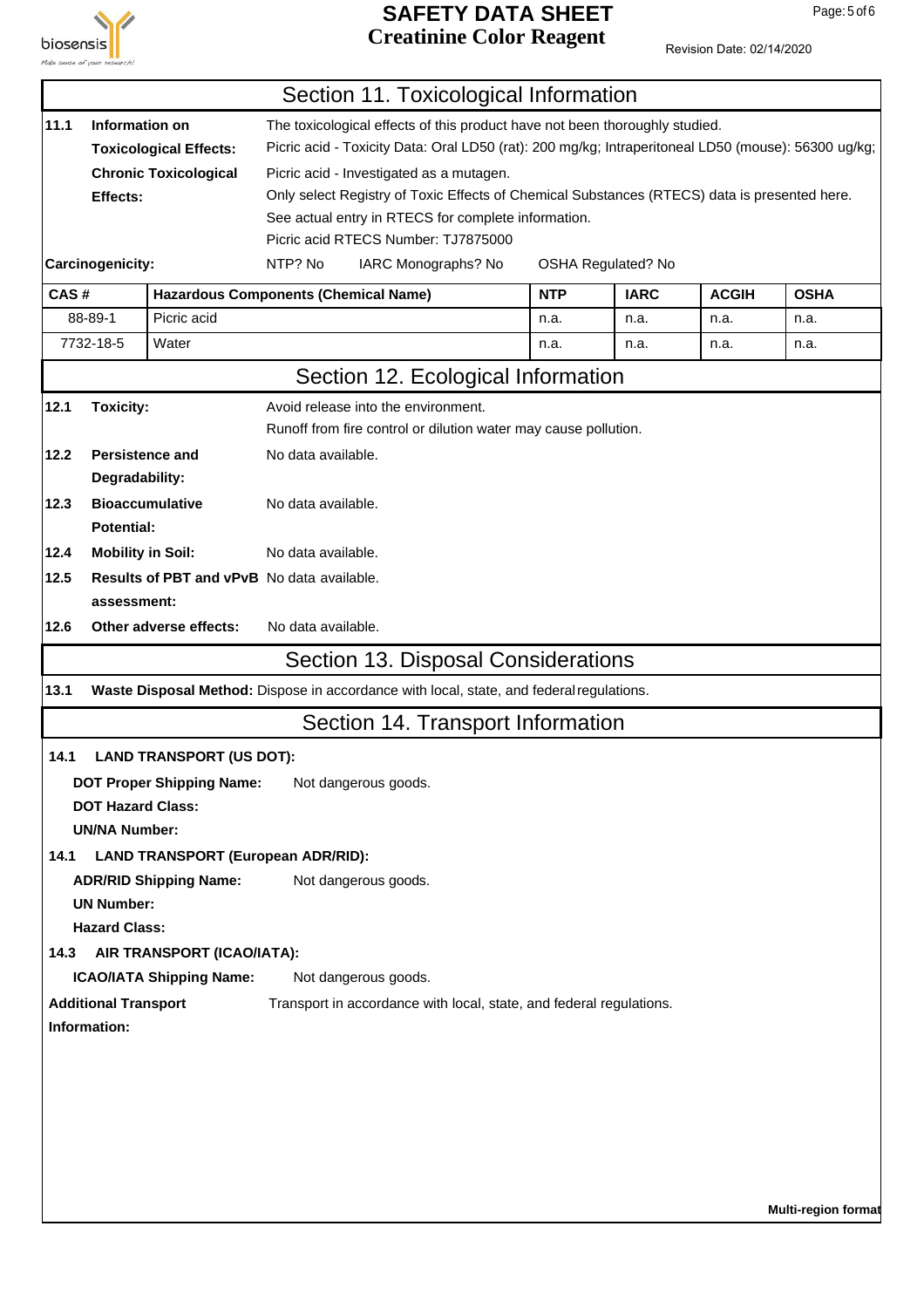## Section 11. Toxicological Information

**11.1 Information on Toxicological Effects:**
The toxicological effects of this product have not been thoroughly studied.
Picric acid - Toxicity Data: Oral LD50 (rat): 200 mg/kg; Intraperitoneal LD50 (mouse): 56300 ug/kg;

**Chronic Toxicological Effects:**
Picric acid - Investigated as a mutagen.
Only select Registry of Toxic Effects of Chemical Substances (RTECS) data is presented here.
See actual entry in RTECS for complete information.
Picric acid RTECS Number: TJ7875000

**Carcinogenicity:** NTP? No IARC Monographs? No OSHA Regulated? No

| CAS # | Hazardous Components (Chemical Name) | NTP | IARC | ACGIH | OSHA |
|---|---|---|---|---|---|
| 88-89-1 | Picric acid | n.a. | n.a. | n.a. | n.a. |
| 7732-18-5 | Water | n.a. | n.a. | n.a. | n.a. |

## Section 12. Ecological Information

**12.1 Toxicity:** Avoid release into the environment.
Runoff from fire control or dilution water may cause pollution.

**12.2 Persistence and Degradability:** No data available.

**12.3 Bioaccumulative Potential:** No data available.

**12.4 Mobility in Soil:** No data available.

**12.5 Results of PBT and vPvB assessment:** No data available.

**12.6 Other adverse effects:** No data available.

## Section 13. Disposal Considerations

**13.1 Waste Disposal Method:** Dispose in accordance with local, state, and federal regulations.

## Section 14. Transport Information

**14.1 LAND TRANSPORT (US DOT):**

**DOT Proper Shipping Name:** Not dangerous goods.
**DOT Hazard Class:**
**UN/NA Number:**

**14.1 LAND TRANSPORT (European ADR/RID):**

**ADR/RID Shipping Name:** Not dangerous goods.
**UN Number:**
**Hazard Class:**

**14.3 AIR TRANSPORT (ICAO/IATA):**

**ICAO/IATA Shipping Name:** Not dangerous goods.

**Additional Transport Information:** Transport in accordance with local, state, and federal regulations.

**Multi-region format**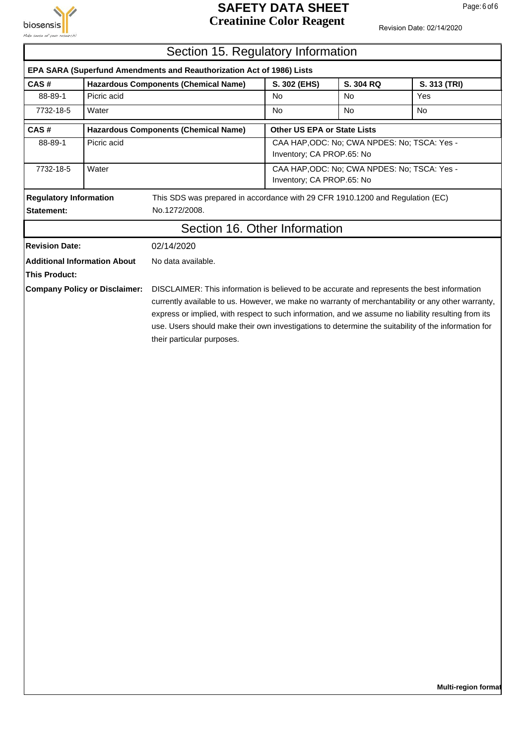## Section 15. Regulatory Information

**EPA SARA (Superfund Amendments and Reauthorization Act of 1986) Lists**

| CAS # | Hazardous Components (Chemical Name) | S. 302 (EHS) | S. 304 RQ | S. 313 (TRI) |
|---|---|---|---|---|
| 88-89-1 | Picric acid | No | No | Yes |
| 7732-18-5 | Water | No | No | No |

| CAS # | Hazardous Components (Chemical Name) | Other US EPA or State Lists |
|---|---|---|
| 88-89-1 | Picric acid | CAA HAP,ODC: No; CWA NPDES: No; TSCA: Yes - Inventory; CA PROP.65: No |
| 7732-18-5 | Water | CAA HAP,ODC: No; CWA NPDES: No; TSCA: Yes - Inventory; CA PROP.65: No |

**Regulatory Information Statement:** This SDS was prepared in accordance with 29 CFR 1910.1200 and Regulation (EC) No.1272/2008.

## Section 16. Other Information

**Revision Date:** 02/14/2020

**Additional Information About This Product:** No data available.

**Company Policy or Disclaimer:** DISCLAIMER: This information is believed to be accurate and represents the best information currently available to us. However, we make no warranty of merchantability or any other warranty, express or implied, with respect to such information, and we assume no liability resulting from its use. Users should make their own investigations to determine the suitability of the information for their particular purposes.

**Multi-region format**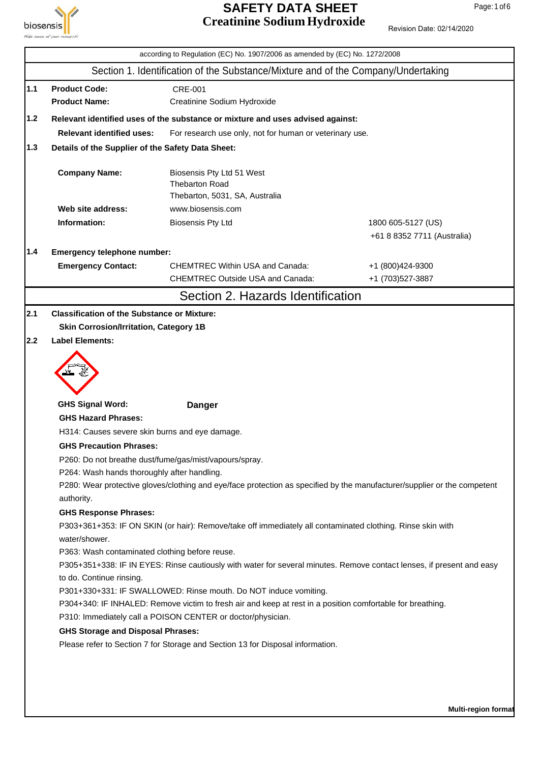# SAFETY DATA SHEET
# Creatinine Sodium Hydroxide

Revision Date: 02/14/2020

according to Regulation (EC) No. 1907/2006 as amended by (EC) No. 1272/2008

## Section 1. Identification of the Substance/Mixture and of the Company/Undertaking

**1.1** **Product Code:** CRE-001

**Product Name:** Creatinine Sodium Hydroxide

**1.2** **Relevant identified uses of the substance or mixture and uses advised against:**

**Relevant identified uses:** For research use only, not for human or veterinary use.

**1.3** **Details of the Supplier of the Safety Data Sheet:**

**Company Name:** Biosensis Pty Ltd 51 West Thebarton Road Thebarton, 5031, SA, Australia

**Web site address:** www.biosensis.com

**Information:** Biosensis Pty Ltd — 1800 605-5127 (US), +61 8 8352 7711 (Australia)

**1.4** **Emergency telephone number:**

**Emergency Contact:**

CHEMTREC Within USA and Canada: +1 (800)424-9300

CHEMTREC Outside USA and Canada: +1 (703)527-3887

## Section 2. Hazards Identification

**2.1** **Classification of the Substance or Mixture:**

**Skin Corrosion/Irritation, Category 1B**

**2.2** **Label Elements:**

**GHS Signal Word:** **Danger**

**GHS Hazard Phrases:**

H314: Causes severe skin burns and eye damage.

**GHS Precaution Phrases:**

P260: Do not breathe dust/fume/gas/mist/vapours/spray.

P264: Wash hands thoroughly after handling.

P280: Wear protective gloves/clothing and eye/face protection as specified by the manufacturer/supplier or the competent authority.

**GHS Response Phrases:**

P303+361+353: IF ON SKIN (or hair): Remove/take off immediately all contaminated clothing. Rinse skin with water/shower.

P363: Wash contaminated clothing before reuse.

P305+351+338: IF IN EYES: Rinse cautiously with water for several minutes. Remove contact lenses, if present and easy to do. Continue rinsing.

P301+330+331: IF SWALLOWED: Rinse mouth. Do NOT induce vomiting.

P304+340: IF INHALED: Remove victim to fresh air and keep at rest in a position comfortable for breathing.

P310: Immediately call a POISON CENTER or doctor/physician.

**GHS Storage and Disposal Phrases:**

Please refer to Section 7 for Storage and Section 13 for Disposal information.

**Multi-region format**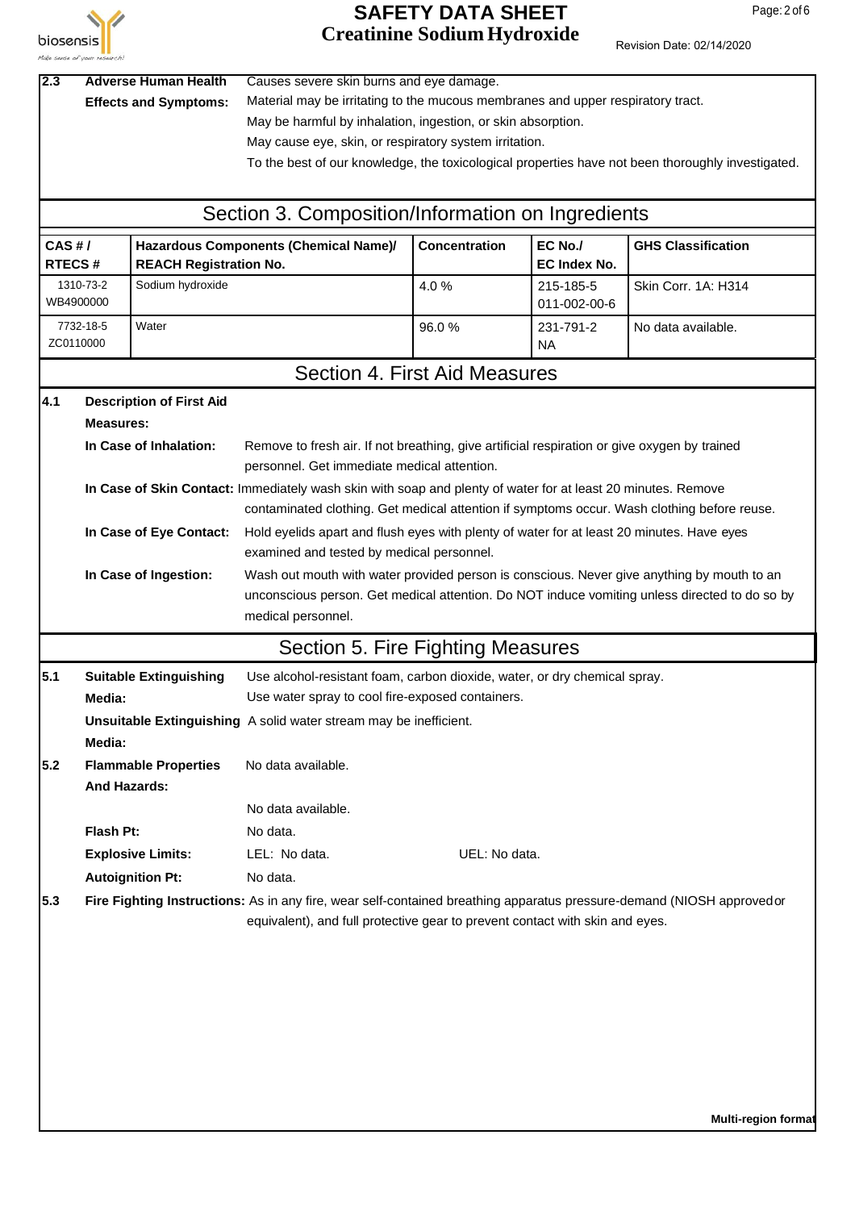**2.3 Adverse Human Health Effects and Symptoms:** Causes severe skin burns and eye damage.
Material may be irritating to the mucous membranes and upper respiratory tract.
May be harmful by inhalation, ingestion, or skin absorption.
May cause eye, skin, or respiratory system irritation.
To the best of our knowledge, the toxicological properties have not been thoroughly investigated.

## Section 3. Composition/Information on Ingredients

| CAS # / RTECS # | Hazardous Components (Chemical Name)/ REACH Registration No. | Concentration | EC No./ EC Index No. | GHS Classification |
|---|---|---|---|---|
| 1310-73-2 WB4900000 | Sodium hydroxide | 4.0 % | 215-185-5 011-002-00-6 | Skin Corr. 1A: H314 |
| 7732-18-5 ZC0110000 | Water | 96.0 % | 231-791-2 NA | No data available. |

## Section 4. First Aid Measures

**4.1 Description of First Aid Measures:**

**In Case of Inhalation:** Remove to fresh air. If not breathing, give artificial respiration or give oxygen by trained personnel. Get immediate medical attention.

**In Case of Skin Contact:** Immediately wash skin with soap and plenty of water for at least 20 minutes. Remove contaminated clothing. Get medical attention if symptoms occur. Wash clothing before reuse.

**In Case of Eye Contact:** Hold eyelids apart and flush eyes with plenty of water for at least 20 minutes. Have eyes examined and tested by medical personnel.

**In Case of Ingestion:** Wash out mouth with water provided person is conscious. Never give anything by mouth to an unconscious person. Get medical attention. Do NOT induce vomiting unless directed to do so by medical personnel.

## Section 5. Fire Fighting Measures

**5.1 Suitable Extinguishing Media:** Use alcohol-resistant foam, carbon dioxide, water, or dry chemical spray.
Use water spray to cool fire-exposed containers.

**Unsuitable Extinguishing Media:** A solid water stream may be inefficient.

**5.2 Flammable Properties And Hazards:** No data available.

No data available.

**Flash Pt:** No data.

**Explosive Limits:** LEL: No data. UEL: No data.

**Autoignition Pt:** No data.

**5.3 Fire Fighting Instructions:** As in any fire, wear self-contained breathing apparatus pressure-demand (NIOSH approved or equivalent), and full protective gear to prevent contact with skin and eyes.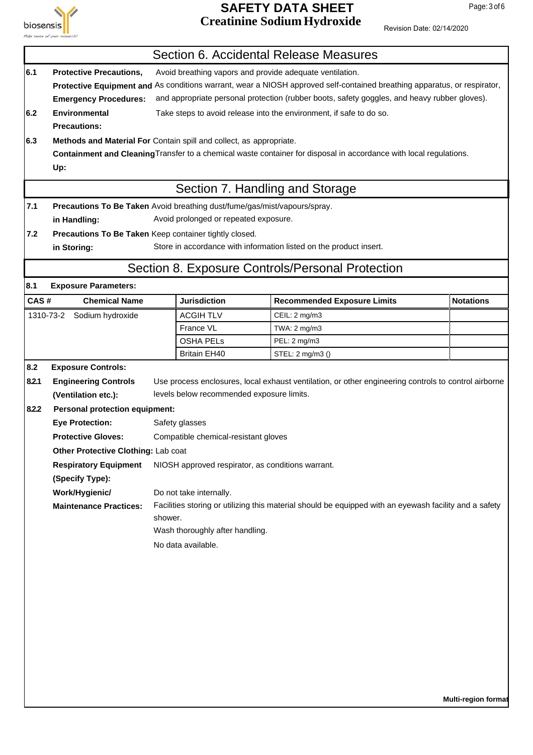## Section 6. Accidental Release Measures

**6.1 Protective Precautions, Protective Equipment and Emergency Procedures:** Avoid breathing vapors and provide adequate ventilation.
As conditions warrant, wear a NIOSH approved self-contained breathing apparatus, or respirator, and appropriate personal protection (rubber boots, safety goggles, and heavy rubber gloves).

**6.2 Environmental Precautions:** Take steps to avoid release into the environment, if safe to do so.

**6.3 Methods and Material For Containment and Cleaning Up:** Contain spill and collect, as appropriate.
Transfer to a chemical waste container for disposal in accordance with local regulations.

## Section 7. Handling and Storage

**7.1 Precautions To Be Taken in Handling:** Avoid breathing dust/fume/gas/mist/vapours/spray.
Avoid prolonged or repeated exposure.

**7.2 Precautions To Be Taken in Storing:** Keep container tightly closed.
Store in accordance with information listed on the product insert.

## Section 8. Exposure Controls/Personal Protection

**8.1 Exposure Parameters:**

| CAS # | Chemical Name | Jurisdiction | Recommended Exposure Limits | Notations |
|---|---|---|---|---|
| 1310-73-2 | Sodium hydroxide | ACGIH TLV | CEIL: 2 mg/m3 | |
| | | France VL | TWA: 2 mg/m3 | |
| | | OSHA PELs | PEL: 2 mg/m3 | |
| | | Britain EH40 | STEL: 2 mg/m3 () | |

**8.2 Exposure Controls:**

**8.2.1 Engineering Controls (Ventilation etc.):** Use process enclosures, local exhaust ventilation, or other engineering controls to control airborne levels below recommended exposure limits.

**8.2.2 Personal protection equipment:**

**Eye Protection:** Safety glasses

**Protective Gloves:** Compatible chemical-resistant gloves

**Other Protective Clothing:** Lab coat

**Respiratory Equipment (Specify Type):** NIOSH approved respirator, as conditions warrant.

**Work/Hygienic/ Maintenance Practices:** Do not take internally.
Facilities storing or utilizing this material should be equipped with an eyewash facility and a safety shower.
Wash thoroughly after handling.
No data available.

**Multi-region format**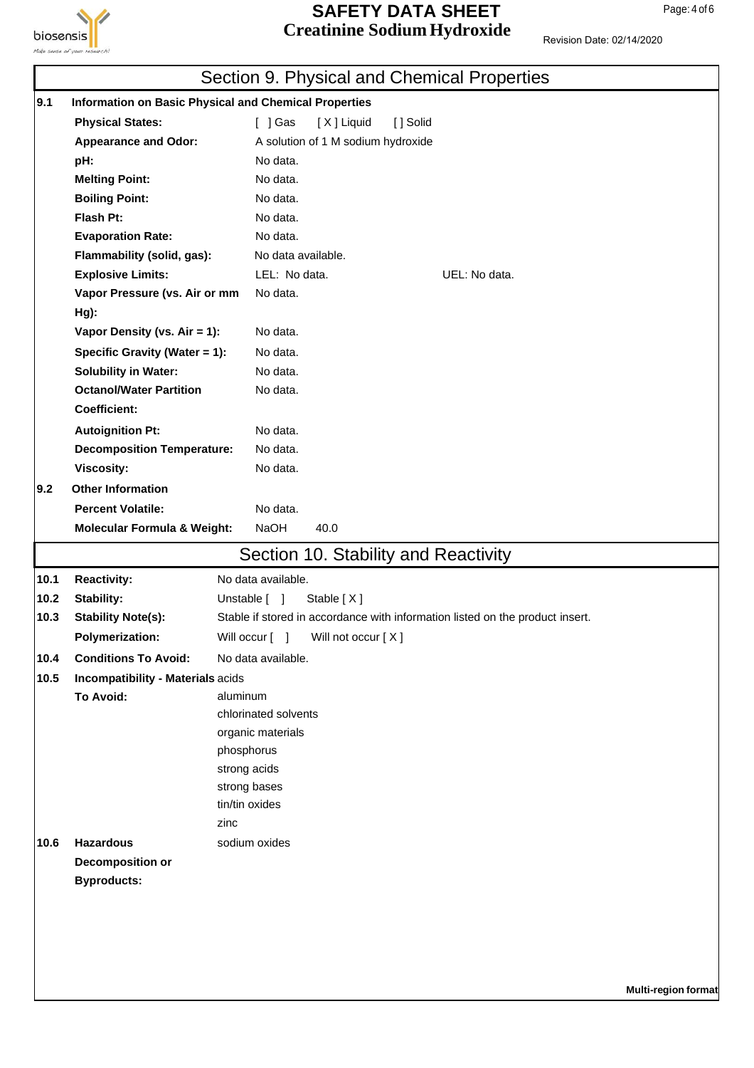## Section 9. Physical and Chemical Properties

**9.1 Information on Basic Physical and Chemical Properties**

| | |
|---|---|
| **Physical States:** | [ ] Gas [ X ] Liquid [ ] Solid |
| **Appearance and Odor:** | A solution of 1 M sodium hydroxide |
| **pH:** | No data. |
| **Melting Point:** | No data. |
| **Boiling Point:** | No data. |
| **Flash Pt:** | No data. |
| **Evaporation Rate:** | No data. |
| **Flammability (solid, gas):** | No data available. |
| **Explosive Limits:** | LEL: No data. UEL: No data. |
| **Vapor Pressure (vs. Air or mm Hg):** | No data. |
| **Vapor Density (vs. Air = 1):** | No data. |
| **Specific Gravity (Water = 1):** | No data. |
| **Solubility in Water:** | No data. |
| **Octanol/Water Partition Coefficient:** | No data. |
| **Autoignition Pt:** | No data. |
| **Decomposition Temperature:** | No data. |
| **Viscosity:** | No data. |

**9.2 Other Information**

| | |
|---|---|
| **Percent Volatile:** | No data. |
| **Molecular Formula & Weight:** | NaOH 40.0 |

## Section 10. Stability and Reactivity

| | | |
|---|---|---|
| **10.1** | **Reactivity:** | No data available. |
| **10.2** | **Stability:** | Unstable [ ] Stable [ X ] |
| **10.3** | **Stability Note(s):** | Stable if stored in accordance with information listed on the product insert. |
| | **Polymerization:** | Will occur [ ] Will not occur [ X ] |
| **10.4** | **Conditions To Avoid:** | No data available. |
| **10.5** | **Incompatibility - Materials To Avoid:** | acids<br>aluminum<br>chlorinated solvents<br>organic materials<br>phosphorus<br>strong acids<br>strong bases<br>tin/tin oxides<br>zinc |
| **10.6** | **Hazardous Decomposition or Byproducts:** | sodium oxides |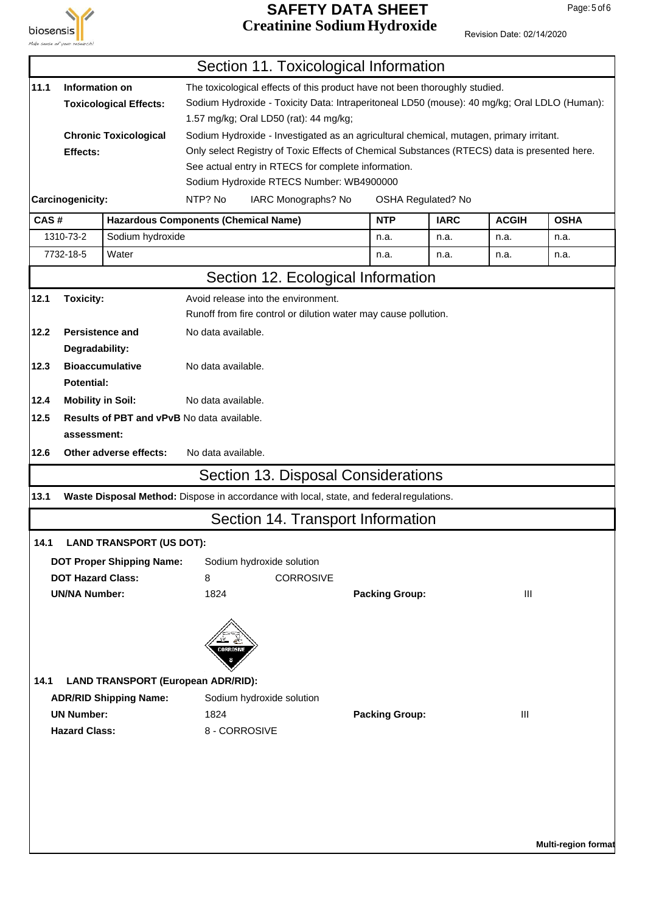## Section 11. Toxicological Information

**11.1 Information on Toxicological Effects:** The toxicological effects of this product have not been thoroughly studied.
Sodium Hydroxide - Toxicity Data: Intraperitoneal LD50 (mouse): 40 mg/kg; Oral LDLO (Human): 1.57 mg/kg; Oral LD50 (rat): 44 mg/kg;

**Chronic Toxicological Effects:** Sodium Hydroxide - Investigated as an agricultural chemical, mutagen, primary irritant.
Only select Registry of Toxic Effects of Chemical Substances (RTECS) data is presented here. See actual entry in RTECS for complete information.
Sodium Hydroxide RTECS Number: WB4900000

**Carcinogenicity:** NTP? No IARC Monographs? No OSHA Regulated? No

| CAS # | Hazardous Components (Chemical Name) | NTP | IARC | ACGIH | OSHA |
|---|---|---|---|---|---|
| 1310-73-2 | Sodium hydroxide | n.a. | n.a. | n.a. | n.a. |
| 7732-18-5 | Water | n.a. | n.a. | n.a. | n.a. |

## Section 12. Ecological Information

**12.1 Toxicity:** Avoid release into the environment.
Runoff from fire control or dilution water may cause pollution.

**12.2 Persistence and Degradability:** No data available.

**12.3 Bioaccumulative Potential:** No data available.

**12.4 Mobility in Soil:** No data available.

**12.5 Results of PBT and vPvB assessment:** No data available.

**12.6 Other adverse effects:** No data available.

## Section 13. Disposal Considerations

**13.1 Waste Disposal Method:** Dispose in accordance with local, state, and federal regulations.

## Section 14. Transport Information

**14.1 LAND TRANSPORT (US DOT):**

**DOT Proper Shipping Name:** Sodium hydroxide solution
**DOT Hazard Class:** 8 CORROSIVE
**UN/NA Number:** 1824 **Packing Group:** III

**14.1 LAND TRANSPORT (European ADR/RID):**

**ADR/RID Shipping Name:** Sodium hydroxide solution
**UN Number:** 1824 **Packing Group:** III
**Hazard Class:** 8 - CORROSIVE

**Multi-region format**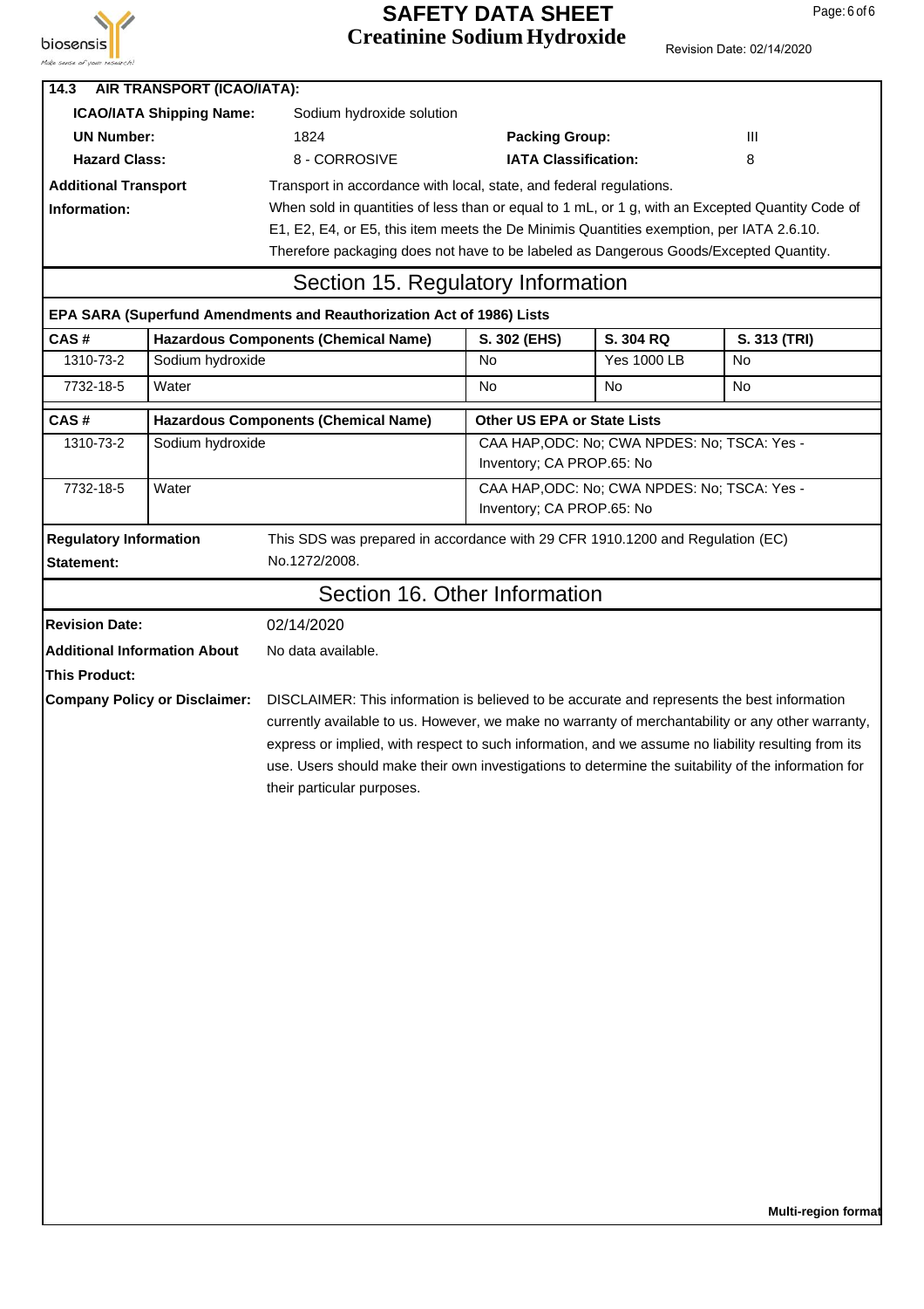**14.3 AIR TRANSPORT (ICAO/IATA):**

| | | | |
|---|---|---|---|
| **ICAO/IATA Shipping Name:** | Sodium hydroxide solution | | |
| **UN Number:** | 1824 | **Packing Group:** | III |
| **Hazard Class:** | 8 - CORROSIVE | **IATA Classification:** | 8 |

**Additional Transport Information:** Transport in accordance with local, state, and federal regulations.
When sold in quantities of less than or equal to 1 mL, or 1 g, with an Excepted Quantity Code of E1, E2, E4, or E5, this item meets the De Minimis Quantities exemption, per IATA 2.6.10. Therefore packaging does not have to be labeled as Dangerous Goods/Excepted Quantity.

## Section 15. Regulatory Information

**EPA SARA (Superfund Amendments and Reauthorization Act of 1986) Lists**

| CAS # | Hazardous Components (Chemical Name) | S. 302 (EHS) | S. 304 RQ | S. 313 (TRI) |
|---|---|---|---|---|
| 1310-73-2 | Sodium hydroxide | No | Yes 1000 LB | No |
| 7732-18-5 | Water | No | No | No |

| CAS # | Hazardous Components (Chemical Name) | Other US EPA or State Lists |
|---|---|---|
| 1310-73-2 | Sodium hydroxide | CAA HAP,ODC: No; CWA NPDES: No; TSCA: Yes - Inventory; CA PROP.65: No |
| 7732-18-5 | Water | CAA HAP,ODC: No; CWA NPDES: No; TSCA: Yes - Inventory; CA PROP.65: No |

**Regulatory Information Statement:** This SDS was prepared in accordance with 29 CFR 1910.1200 and Regulation (EC) No.1272/2008.

## Section 16. Other Information

**Revision Date:** 02/14/2020

**Additional Information About This Product:** No data available.

**Company Policy or Disclaimer:** DISCLAIMER: This information is believed to be accurate and represents the best information currently available to us. However, we make no warranty of merchantability or any other warranty, express or implied, with respect to such information, and we assume no liability resulting from its use. Users should make their own investigations to determine the suitability of the information for their particular purposes.

**Multi-region format**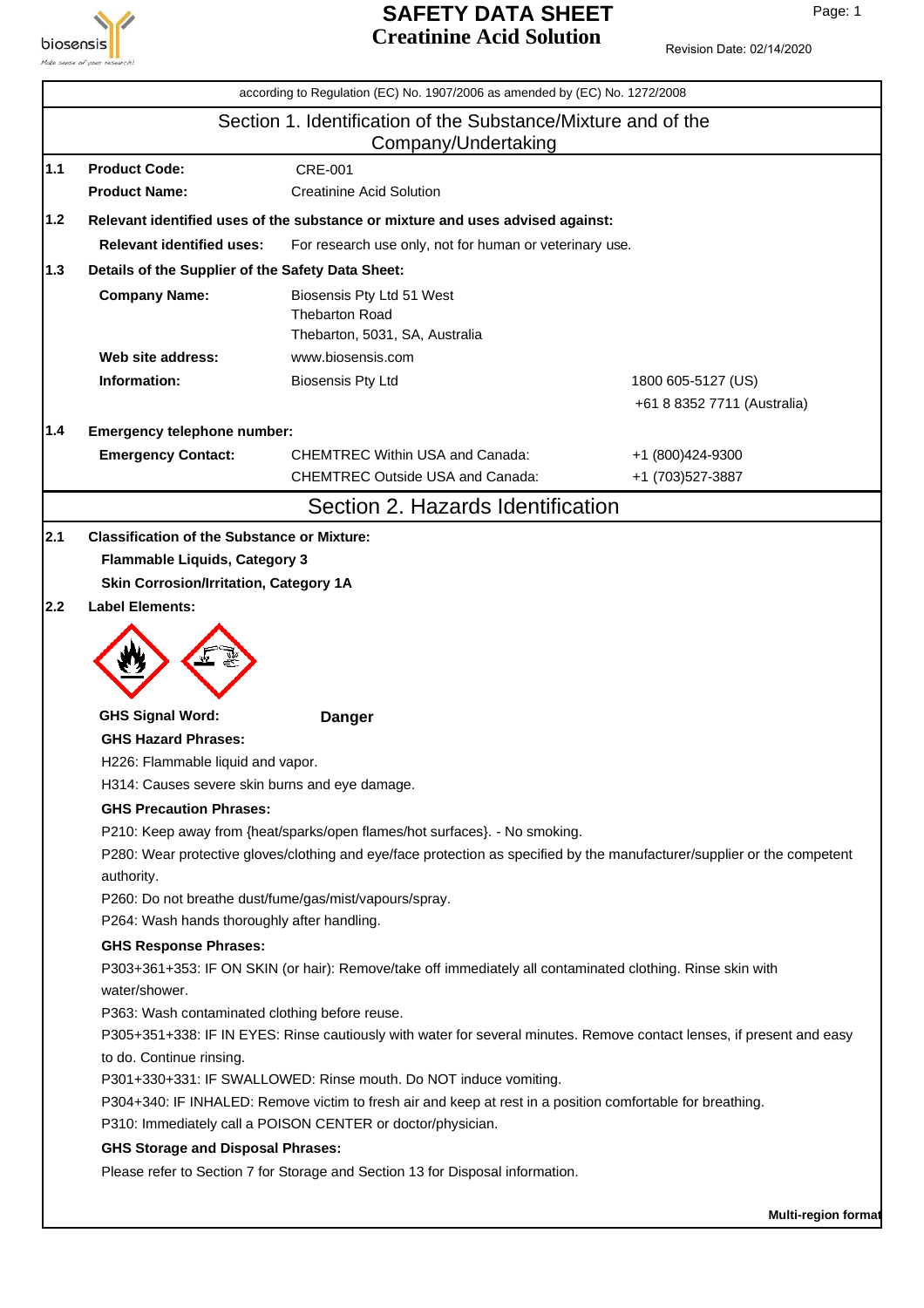# SAFETY DATA SHEET
## Creatinine Acid Solution

Revision Date: 02/14/2020

according to Regulation (EC) No. 1907/2006 as amended by (EC) No. 1272/2008

## Section 1. Identification of the Substance/Mixture and of the Company/Undertaking

**1.1** **Product Code:** CRE-001

**Product Name:** Creatinine Acid Solution

**1.2** **Relevant identified uses of the substance or mixture and uses advised against:**

**Relevant identified uses:** For research use only, not for human or veterinary use.

**1.3** **Details of the Supplier of the Safety Data Sheet:**

**Company Name:** Biosensis Pty Ltd 51 West Thebarton Road Thebarton, 5031, SA, Australia

**Web site address:** www.biosensis.com

**Information:** Biosensis Pty Ltd — 1800 605-5127 (US), +61 8 8352 7711 (Australia)

**1.4** **Emergency telephone number:**

**Emergency Contact:**

CHEMTREC Within USA and Canada: +1 (800)424-9300

CHEMTREC Outside USA and Canada: +1 (703)527-3887

## Section 2. Hazards Identification

**2.1** **Classification of the Substance or Mixture:**

**Flammable Liquids, Category 3**

**Skin Corrosion/Irritation, Category 1A**

**2.2** **Label Elements:**

**GHS Signal Word:** **Danger**

**GHS Hazard Phrases:**

H226: Flammable liquid and vapor.

H314: Causes severe skin burns and eye damage.

**GHS Precaution Phrases:**

P210: Keep away from {heat/sparks/open flames/hot surfaces}. - No smoking.

P280: Wear protective gloves/clothing and eye/face protection as specified by the manufacturer/supplier or the competent authority.

P260: Do not breathe dust/fume/gas/mist/vapours/spray.

P264: Wash hands thoroughly after handling.

**GHS Response Phrases:**

P303+361+353: IF ON SKIN (or hair): Remove/take off immediately all contaminated clothing. Rinse skin with water/shower.

P363: Wash contaminated clothing before reuse.

P305+351+338: IF IN EYES: Rinse cautiously with water for several minutes. Remove contact lenses, if present and easy to do. Continue rinsing.

P301+330+331: IF SWALLOWED: Rinse mouth. Do NOT induce vomiting.

P304+340: IF INHALED: Remove victim to fresh air and keep at rest in a position comfortable for breathing.

P310: Immediately call a POISON CENTER or doctor/physician.

**GHS Storage and Disposal Phrases:**

Please refer to Section 7 for Storage and Section 13 for Disposal information.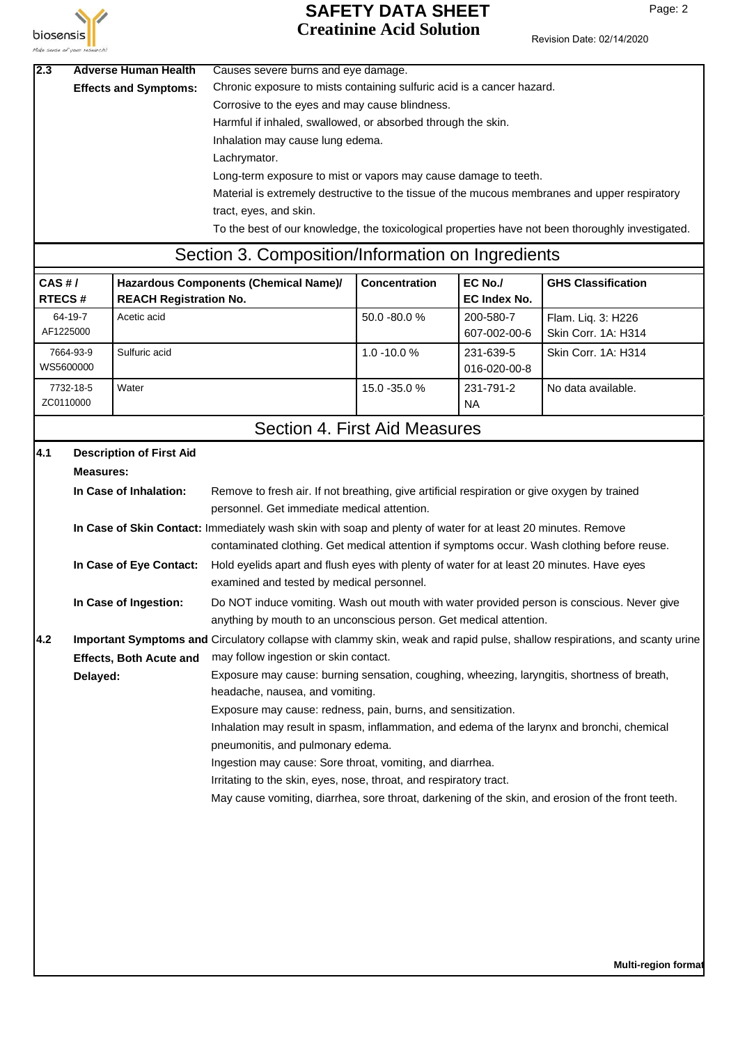**2.3 Adverse Human Health Effects and Symptoms:**

Causes severe burns and eye damage.
Chronic exposure to mists containing sulfuric acid is a cancer hazard.
Corrosive to the eyes and may cause blindness.
Harmful if inhaled, swallowed, or absorbed through the skin.
Inhalation may cause lung edema.
Lachrymator.
Long-term exposure to mist or vapors may cause damage to teeth.
Material is extremely destructive to the tissue of the mucous membranes and upper respiratory tract, eyes, and skin.
To the best of our knowledge, the toxicological properties have not been thoroughly investigated.

## Section 3. Composition/Information on Ingredients

| CAS # / RTECS # | Hazardous Components (Chemical Name)/ REACH Registration No. | Concentration | EC No./ EC Index No. | GHS Classification |
|---|---|---|---|---|
| 64-19-7 AF1225000 | Acetic acid | 50.0 -80.0 % | 200-580-7 607-002-00-6 | Flam. Liq. 3: H226 Skin Corr. 1A: H314 |
| 7664-93-9 WS5600000 | Sulfuric acid | 1.0 -10.0 % | 231-639-5 016-020-00-8 | Skin Corr. 1A: H314 |
| 7732-18-5 ZC0110000 | Water | 15.0 -35.0 % | 231-791-2 NA | No data available. |

## Section 4. First Aid Measures

**4.1 Description of First Aid Measures:**

**In Case of Inhalation:** Remove to fresh air. If not breathing, give artificial respiration or give oxygen by trained personnel. Get immediate medical attention.

**In Case of Skin Contact:** Immediately wash skin with soap and plenty of water for at least 20 minutes. Remove contaminated clothing. Get medical attention if symptoms occur. Wash clothing before reuse.

**In Case of Eye Contact:** Hold eyelids apart and flush eyes with plenty of water for at least 20 minutes. Have eyes examined and tested by medical personnel.

**In Case of Ingestion:** Do NOT induce vomiting. Wash out mouth with water provided person is conscious. Never give anything by mouth to an unconscious person. Get medical attention.

**4.2 Important Symptoms and Effects, Both Acute and Delayed:**

Circulatory collapse with clammy skin, weak and rapid pulse, shallow respirations, and scanty urine may follow ingestion or skin contact.
Exposure may cause: burning sensation, coughing, wheezing, laryngitis, shortness of breath, headache, nausea, and vomiting.
Exposure may cause: redness, pain, burns, and sensitization.
Inhalation may result in spasm, inflammation, and edema of the larynx and bronchi, chemical pneumonitis, and pulmonary edema.
Ingestion may cause: Sore throat, vomiting, and diarrhea.
Irritating to the skin, eyes, nose, throat, and respiratory tract.
May cause vomiting, diarrhea, sore throat, darkening of the skin, and erosion of the front teeth.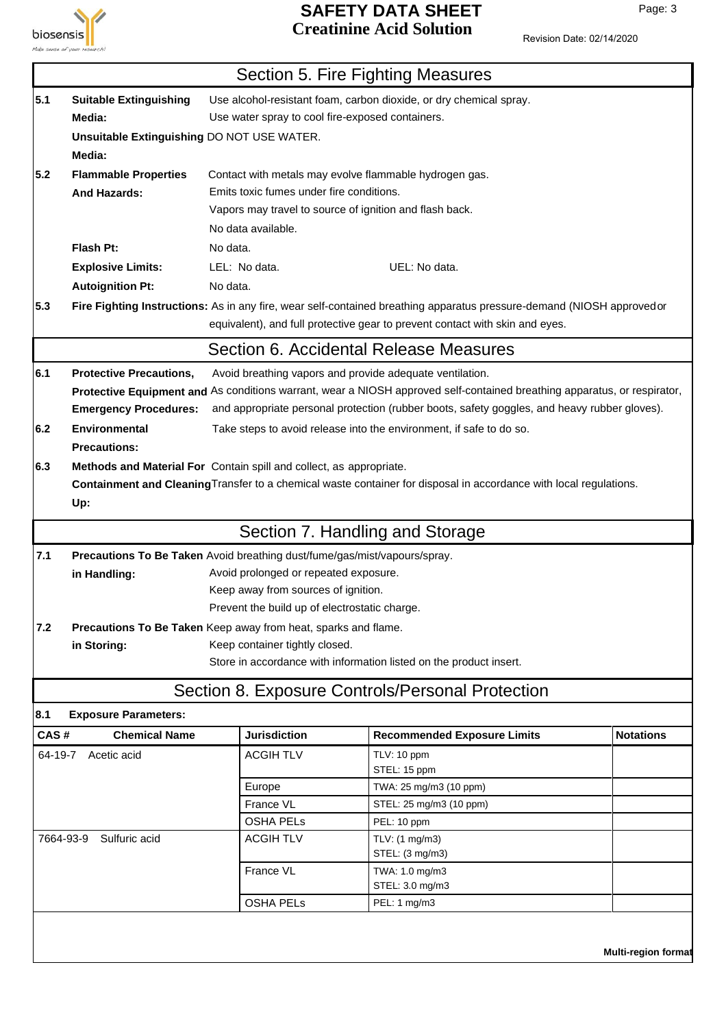## Section 5. Fire Fighting Measures

**5.1 Suitable Extinguishing Media:** Use alcohol-resistant foam, carbon dioxide, or dry chemical spray.
Use water spray to cool fire-exposed containers.

**Unsuitable Extinguishing Media:** DO NOT USE WATER.

**5.2 Flammable Properties And Hazards:** Contact with metals may evolve flammable hydrogen gas.
Emits toxic fumes under fire conditions.
Vapors may travel to source of ignition and flash back.
No data available.

**Flash Pt:** No data.

**Explosive Limits:** LEL: No data. UEL: No data.

**Autoignition Pt:** No data.

**5.3 Fire Fighting Instructions:** As in any fire, wear self-contained breathing apparatus pressure-demand (NIOSH approved or equivalent), and full protective gear to prevent contact with skin and eyes.

## Section 6. Accidental Release Measures

**6.1 Protective Precautions, Protective Equipment and Emergency Procedures:** Avoid breathing vapors and provide adequate ventilation.
As conditions warrant, wear a NIOSH approved self-contained breathing apparatus, or respirator, and appropriate personal protection (rubber boots, safety goggles, and heavy rubber gloves).

**6.2 Environmental Precautions:** Take steps to avoid release into the environment, if safe to do so.

**6.3 Methods and Material For Containment and Cleaning Up:** Contain spill and collect, as appropriate.
Transfer to a chemical waste container for disposal in accordance with local regulations.

## Section 7. Handling and Storage

**7.1 Precautions To Be Taken in Handling:** Avoid breathing dust/fume/gas/mist/vapours/spray.
Avoid prolonged or repeated exposure.
Keep away from sources of ignition.
Prevent the build up of electrostatic charge.

**7.2 Precautions To Be Taken in Storing:** Keep away from heat, sparks and flame.
Keep container tightly closed.
Store in accordance with information listed on the product insert.

## Section 8. Exposure Controls/Personal Protection

**8.1 Exposure Parameters:**

| CAS # | Chemical Name | Jurisdiction | Recommended Exposure Limits | Notations |
|---|---|---|---|---|
| 64-19-7 | Acetic acid | ACGIH TLV | TLV: 10 ppm<br>STEL: 15 ppm | |
| | | Europe | TWA: 25 mg/m3 (10 ppm) | |
| | | France VL | STEL: 25 mg/m3 (10 ppm) | |
| | | OSHA PELs | PEL: 10 ppm | |
| 7664-93-9 | Sulfuric acid | ACGIH TLV | TLV: (1 mg/m3)<br>STEL: (3 mg/m3) | |
| | | France VL | TWA: 1.0 mg/m3<br>STEL: 3.0 mg/m3 | |
| | | OSHA PELs | PEL: 1 mg/m3 | |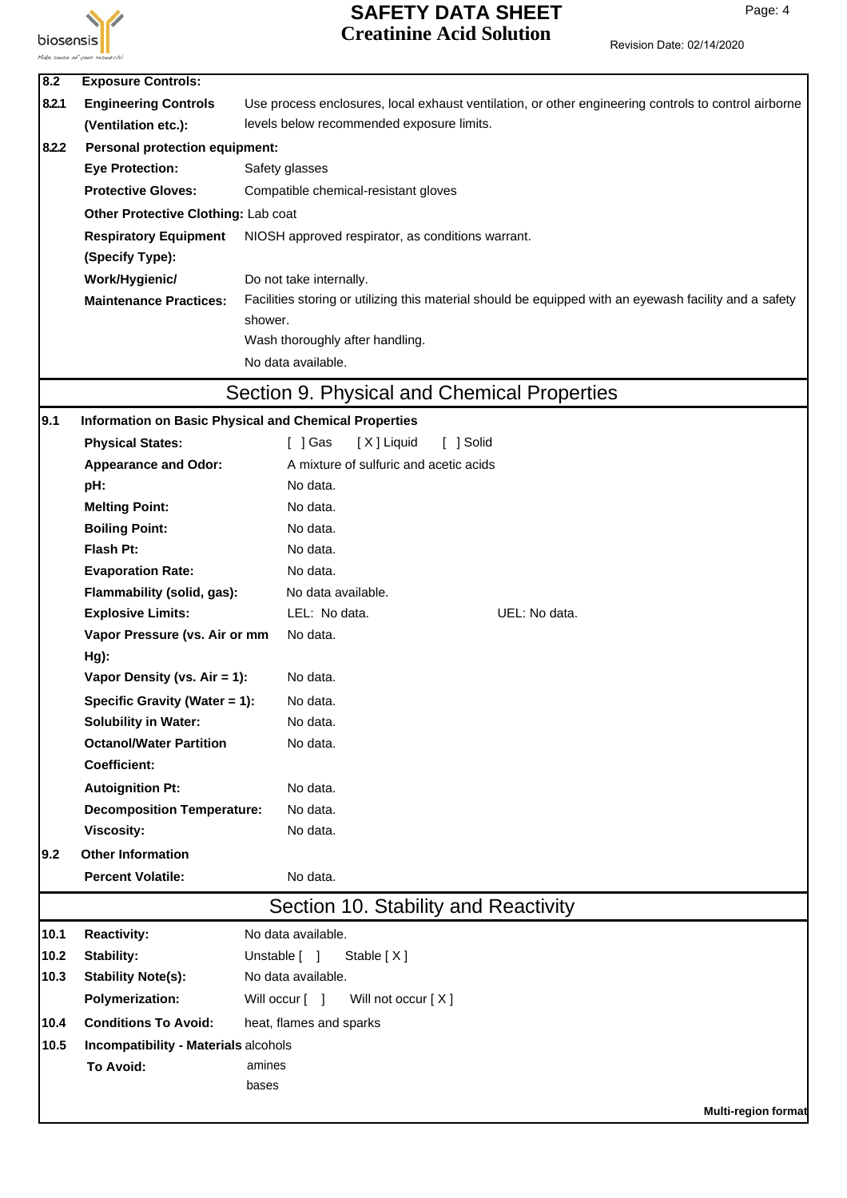| | | |
|---|---|---|
| **8.2** | **Exposure Controls:** | |
| **8.2.1** | **Engineering Controls (Ventilation etc.):** | Use process enclosures, local exhaust ventilation, or other engineering controls to control airborne levels below recommended exposure limits. |
| **8.2.2** | **Personal protection equipment:** | |
| | **Eye Protection:** | Safety glasses |
| | **Protective Gloves:** | Compatible chemical-resistant gloves |
| | **Other Protective Clothing:** | Lab coat |
| | **Respiratory Equipment (Specify Type):** | NIOSH approved respirator, as conditions warrant. |
| | **Work/Hygienic/ Maintenance Practices:** | Do not take internally.<br>Facilities storing or utilizing this material should be equipped with an eyewash facility and a safety shower.<br>Wash thoroughly after handling.<br>No data available. |

## Section 9. Physical and Chemical Properties

| | | |
|---|---|---|
| **9.1** | **Information on Basic Physical and Chemical Properties** | |
| | **Physical States:** | [ ] Gas [ X ] Liquid [ ] Solid |
| | **Appearance and Odor:** | A mixture of sulfuric and acetic acids |
| | **pH:** | No data. |
| | **Melting Point:** | No data. |
| | **Boiling Point:** | No data. |
| | **Flash Pt:** | No data. |
| | **Evaporation Rate:** | No data. |
| | **Flammability (solid, gas):** | No data available. |
| | **Explosive Limits:** | LEL: No data. UEL: No data. |
| | **Vapor Pressure (vs. Air or mm Hg):** | No data. |
| | **Vapor Density (vs. Air = 1):** | No data. |
| | **Specific Gravity (Water = 1):** | No data. |
| | **Solubility in Water:** | No data. |
| | **Octanol/Water Partition Coefficient:** | No data. |
| | **Autoignition Pt:** | No data. |
| | **Decomposition Temperature:** | No data. |
| | **Viscosity:** | No data. |
| **9.2** | **Other Information** | |
| | **Percent Volatile:** | No data. |

## Section 10. Stability and Reactivity

| | | |
|---|---|---|
| **10.1** | **Reactivity:** | No data available. |
| **10.2** | **Stability:** | Unstable [ ] Stable [ X ] |
| **10.3** | **Stability Note(s):** | No data available. |
| | **Polymerization:** | Will occur [ ] Will not occur [ X ] |
| **10.4** | **Conditions To Avoid:** | heat, flames and sparks |
| **10.5** | **Incompatibility - Materials To Avoid:** | alcohols<br>amines<br>bases |

**Multi-region format**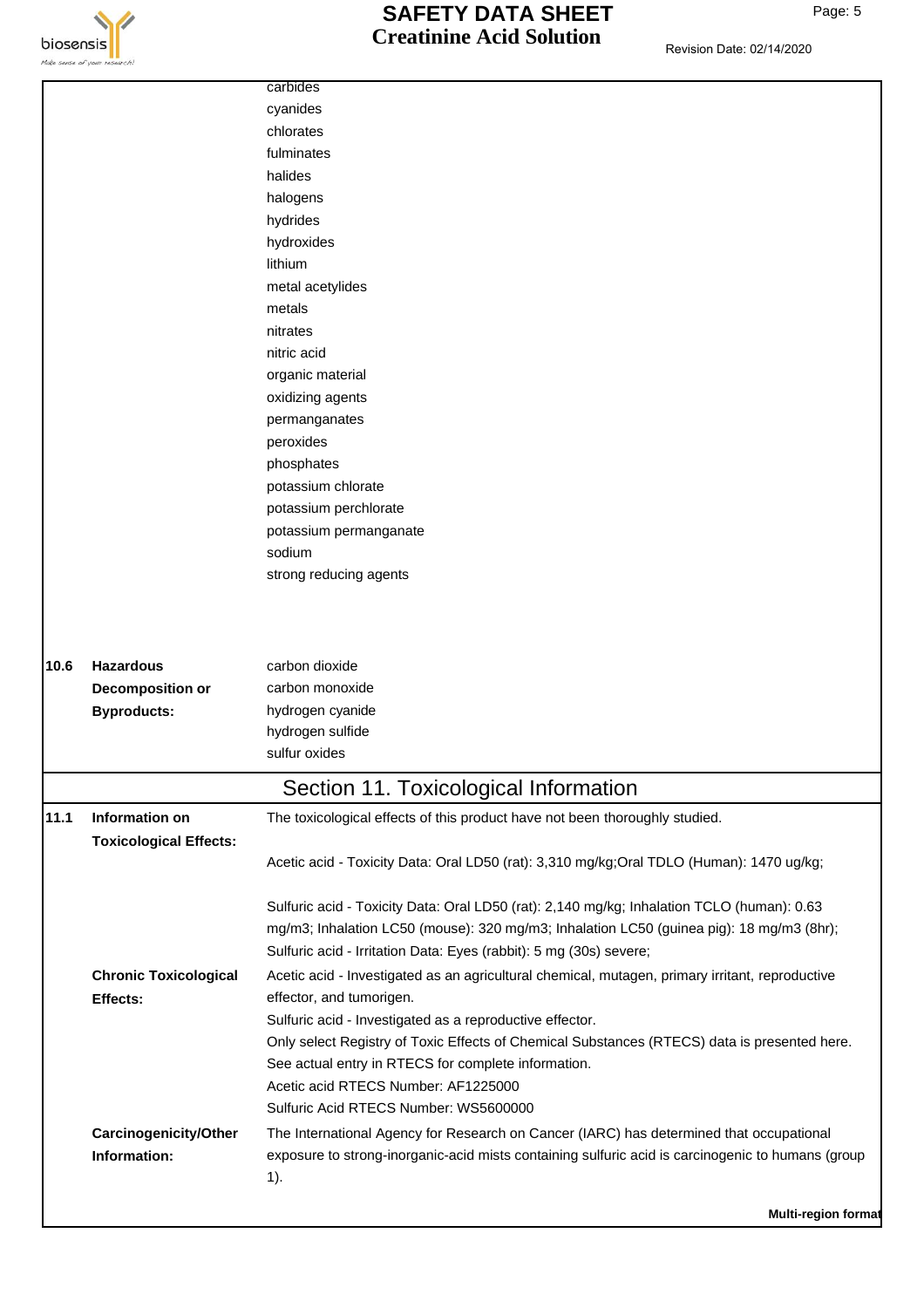carbides
cyanides
chlorates
fulminates
halides
halogens
hydrides
hydroxides
lithium
metal acetylides
metals
nitrates
nitric acid
organic material
oxidizing agents
permanganates
peroxides
phosphates
potassium chlorate
potassium perchlorate
potassium permanganate
sodium
strong reducing agents

| | | |
|---|---|---|
| **10.6** | **Hazardous Decomposition or Byproducts:** | carbon dioxide<br>carbon monoxide<br>hydrogen cyanide<br>hydrogen sulfide<br>sulfur oxides |

## Section 11. Toxicological Information

| | | |
|---|---|---|
| **11.1** | **Information on Toxicological Effects:** | The toxicological effects of this product have not been thoroughly studied.<br><br>Acetic acid - Toxicity Data: Oral LD50 (rat): 3,310 mg/kg;Oral TDLO (Human): 1470 ug/kg;<br><br>Sulfuric acid - Toxicity Data: Oral LD50 (rat): 2,140 mg/kg; Inhalation TCLO (human): 0.63 mg/m3; Inhalation LC50 (mouse): 320 mg/m3; Inhalation LC50 (guinea pig): 18 mg/m3 (8hr);<br>Sulfuric acid - Irritation Data: Eyes (rabbit): 5 mg (30s) severe; |
| | **Chronic Toxicological Effects:** | Acetic acid - Investigated as an agricultural chemical, mutagen, primary irritant, reproductive effector, and tumorigen.<br>Sulfuric acid - Investigated as a reproductive effector.<br>Only select Registry of Toxic Effects of Chemical Substances (RTECS) data is presented here. See actual entry in RTECS for complete information.<br>Acetic acid RTECS Number: AF1225000<br>Sulfuric Acid RTECS Number: WS5600000 |
| | **Carcinogenicity/Other Information:** | The International Agency for Research on Cancer (IARC) has determined that occupational exposure to strong-inorganic-acid mists containing sulfuric acid is carcinogenic to humans (group 1). |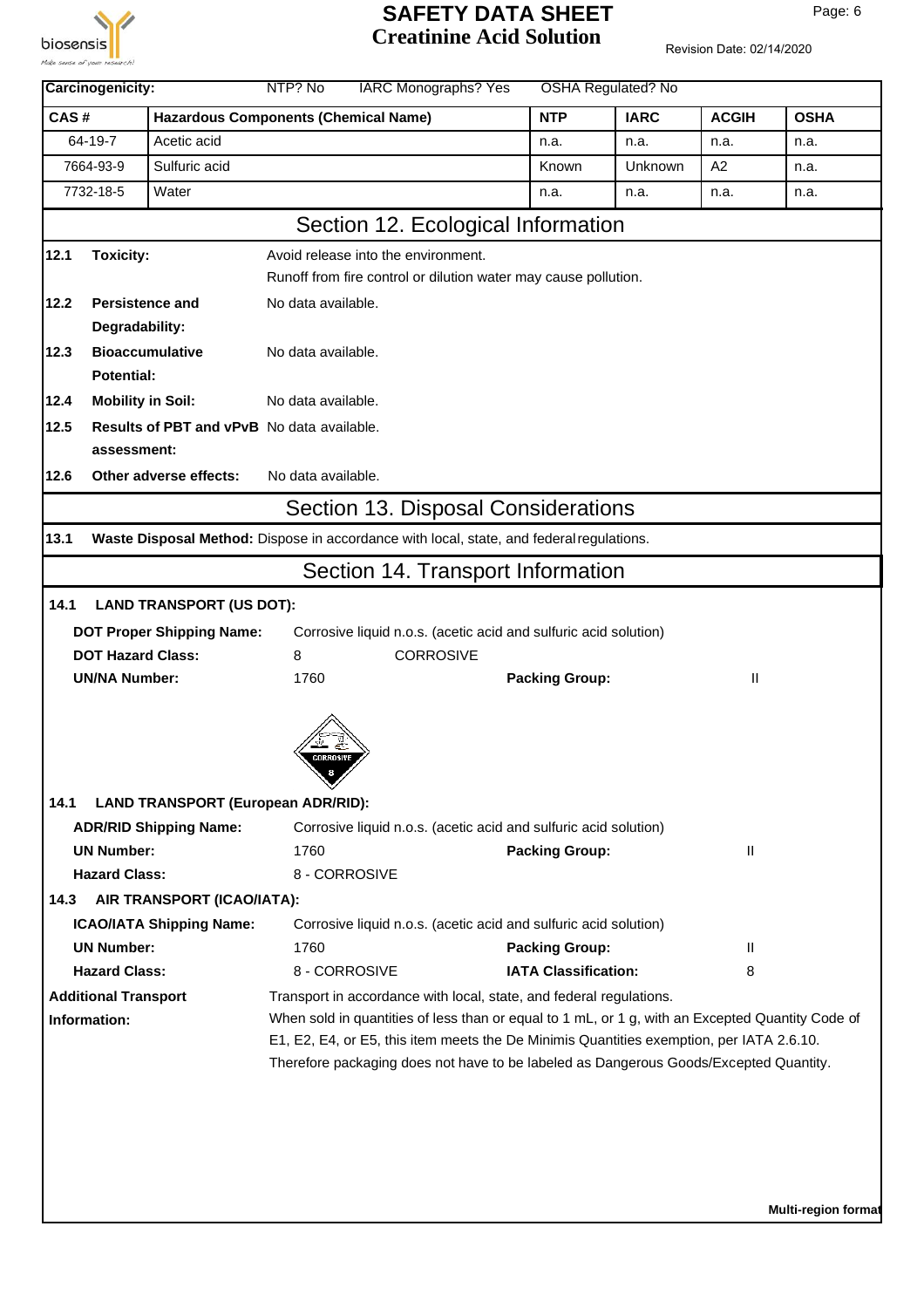**Carcinogenicity:** NTP? No IARC Monographs? Yes OSHA Regulated? No

| CAS # | Hazardous Components (Chemical Name) | NTP | IARC | ACGIH | OSHA |
|---|---|---|---|---|---|
| 64-19-7 | Acetic acid | n.a. | n.a. | n.a. | n.a. |
| 7664-93-9 | Sulfuric acid | Known | Unknown | A2 | n.a. |
| 7732-18-5 | Water | n.a. | n.a. | n.a. | n.a. |

## Section 12. Ecological Information

**12.1 Toxicity:** Avoid release into the environment.
Runoff from fire control or dilution water may cause pollution.

**12.2 Persistence and Degradability:** No data available.

**12.3 Bioaccumulative Potential:** No data available.

**12.4 Mobility in Soil:** No data available.

**12.5 Results of PBT and vPvB assessment:** No data available.

**12.6 Other adverse effects:** No data available.

## Section 13. Disposal Considerations

**13.1 Waste Disposal Method:** Dispose in accordance with local, state, and federal regulations.

## Section 14. Transport Information

**14.1 LAND TRANSPORT (US DOT):**

**DOT Proper Shipping Name:** Corrosive liquid n.o.s. (acetic acid and sulfuric acid solution)

**DOT Hazard Class:** 8 CORROSIVE

**UN/NA Number:** 1760 **Packing Group:** II

**14.1 LAND TRANSPORT (European ADR/RID):**

**ADR/RID Shipping Name:** Corrosive liquid n.o.s. (acetic acid and sulfuric acid solution)

**UN Number:** 1760 **Packing Group:** II

**Hazard Class:** 8 - CORROSIVE

**14.3 AIR TRANSPORT (ICAO/IATA):**

**ICAO/IATA Shipping Name:** Corrosive liquid n.o.s. (acetic acid and sulfuric acid solution)

**UN Number:** 1760 **Packing Group:** II

**Hazard Class:** 8 - CORROSIVE **IATA Classification:** 8

**Additional Transport Information:** Transport in accordance with local, state, and federal regulations.
When sold in quantities of less than or equal to 1 mL, or 1 g, with an Excepted Quantity Code of E1, E2, E4, or E5, this item meets the De Minimis Quantities exemption, per IATA 2.6.10.
Therefore packaging does not have to be labeled as Dangerous Goods/Excepted Quantity.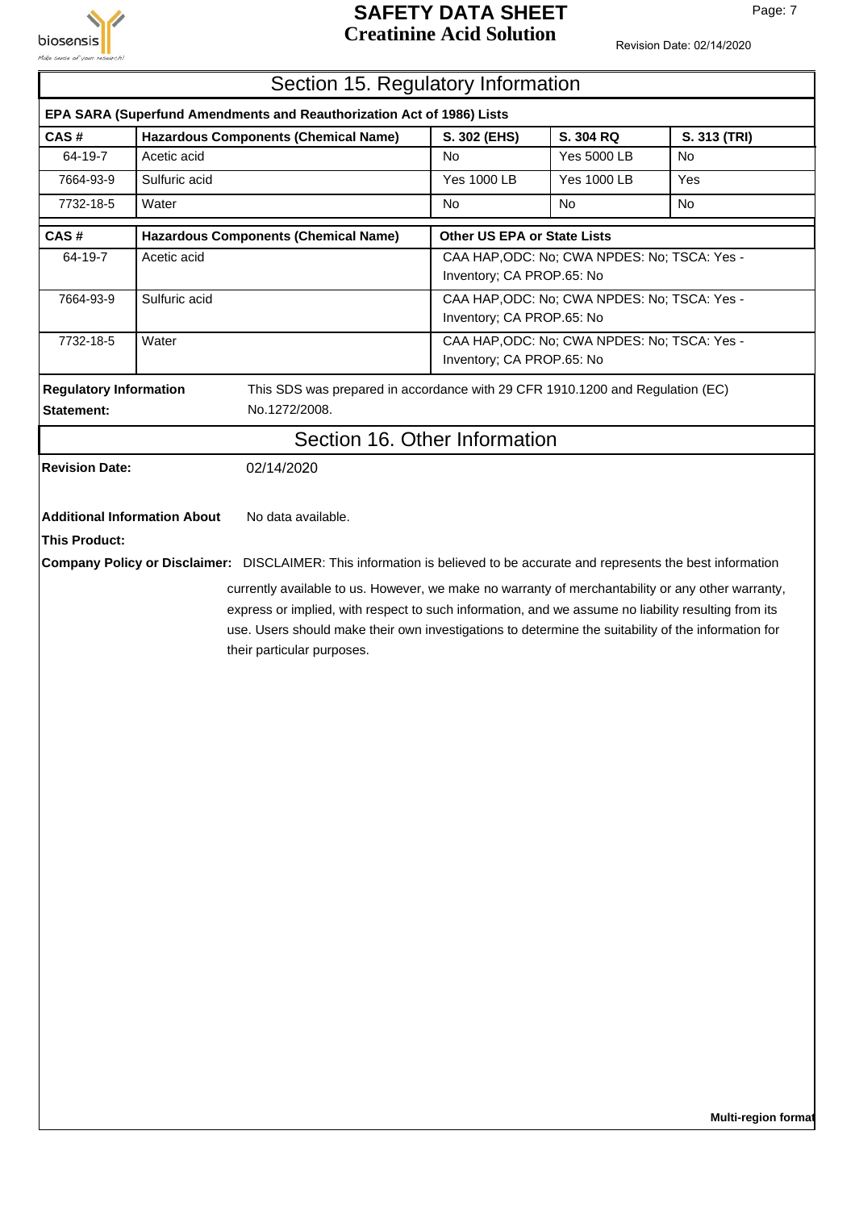## Section 15. Regulatory Information

**EPA SARA (Superfund Amendments and Reauthorization Act of 1986) Lists**

| CAS # | Hazardous Components (Chemical Name) | S. 302 (EHS) | S. 304 RQ | S. 313 (TRI) |
|---|---|---|---|---|
| 64-19-7 | Acetic acid | No | Yes 5000 LB | No |
| 7664-93-9 | Sulfuric acid | Yes 1000 LB | Yes 1000 LB | Yes |
| 7732-18-5 | Water | No | No | No |

| CAS # | Hazardous Components (Chemical Name) | Other US EPA or State Lists |
|---|---|---|
| 64-19-7 | Acetic acid | CAA HAP,ODC: No; CWA NPDES: No; TSCA: Yes - Inventory; CA PROP.65: No |
| 7664-93-9 | Sulfuric acid | CAA HAP,ODC: No; CWA NPDES: No; TSCA: Yes - Inventory; CA PROP.65: No |
| 7732-18-5 | Water | CAA HAP,ODC: No; CWA NPDES: No; TSCA: Yes - Inventory; CA PROP.65: No |

**Regulatory Information Statement:** This SDS was prepared in accordance with 29 CFR 1910.1200 and Regulation (EC) No.1272/2008.

## Section 16. Other Information

**Revision Date:** 02/14/2020

**Additional Information About This Product:** No data available.

**Company Policy or Disclaimer:** DISCLAIMER: This information is believed to be accurate and represents the best information currently available to us. However, we make no warranty of merchantability or any other warranty, express or implied, with respect to such information, and we assume no liability resulting from its use. Users should make their own investigations to determine the suitability of the information for their particular purposes.

**Multi-region format**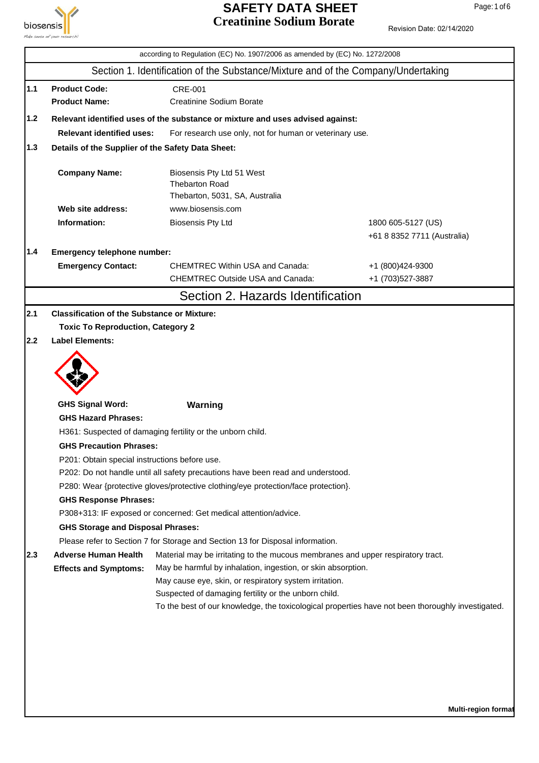# SAFETY DATA SHEET
## Creatinine Sodium Borate

Revision Date: 02/14/2020

according to Regulation (EC) No. 1907/2006 as amended by (EC) No. 1272/2008

## Section 1. Identification of the Substance/Mixture and of the Company/Undertaking

**1.1** **Product Code:** CRE-001
**Product Name:** Creatinine Sodium Borate

**1.2** **Relevant identified uses of the substance or mixture and uses advised against:**
**Relevant identified uses:** For research use only, not for human or veterinary use.

**1.3** **Details of the Supplier of the Safety Data Sheet:**

**Company Name:** Biosensis Pty Ltd 51 West Thebarton Road Thebarton, 5031, SA, Australia
**Web site address:** www.biosensis.com
**Information:** Biosensis Pty Ltd — 1800 605-5127 (US); +61 8 8352 7711 (Australia)

**1.4** **Emergency telephone number:**
**Emergency Contact:**
CHEMTREC Within USA and Canada: +1 (800)424-9300
CHEMTREC Outside USA and Canada: +1 (703)527-3887

## Section 2. Hazards Identification

**2.1** **Classification of the Substance or Mixture:**
**Toxic To Reproduction, Category 2**

**2.2** **Label Elements:**

**GHS Signal Word:** **Warning**

**GHS Hazard Phrases:**
H361: Suspected of damaging fertility or the unborn child.

**GHS Precaution Phrases:**
P201: Obtain special instructions before use.
P202: Do not handle until all safety precautions have been read and understood.
P280: Wear {protective gloves/protective clothing/eye protection/face protection}.

**GHS Response Phrases:**
P308+313: IF exposed or concerned: Get medical attention/advice.

**GHS Storage and Disposal Phrases:**
Please refer to Section 7 for Storage and Section 13 for Disposal information.

**2.3** **Adverse Human Health Effects and Symptoms:**
Material may be irritating to the mucous membranes and upper respiratory tract.
May be harmful by inhalation, ingestion, or skin absorption.
May cause eye, skin, or respiratory system irritation.
Suspected of damaging fertility or the unborn child.
To the best of our knowledge, the toxicological properties have not been thoroughly investigated.

**Multi-region format**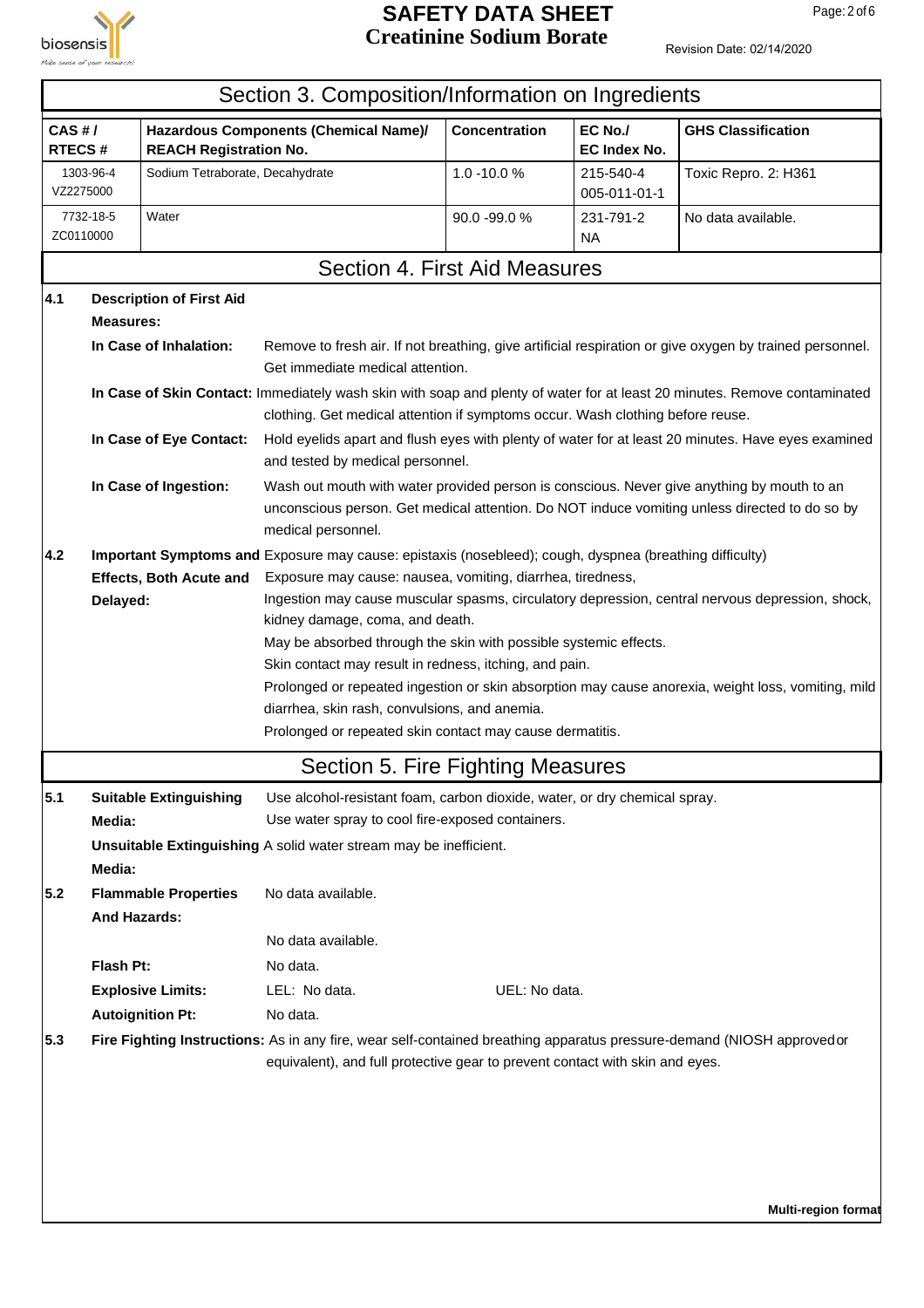## Section 3. Composition/Information on Ingredients

| CAS # / RTECS # | Hazardous Components (Chemical Name)/ REACH Registration No. | Concentration | EC No./ EC Index No. | GHS Classification |
|---|---|---|---|---|
| 1303-96-4 VZ2275000 | Sodium Tetraborate, Decahydrate | 1.0 -10.0 % | 215-540-4 005-011-01-1 | Toxic Repro. 2: H361 |
| 7732-18-5 ZC0110000 | Water | 90.0 -99.0 % | 231-791-2 NA | No data available. |

## Section 4. First Aid Measures

**4.1 Description of First Aid Measures:**

**In Case of Inhalation:** Remove to fresh air. If not breathing, give artificial respiration or give oxygen by trained personnel. Get immediate medical attention.

**In Case of Skin Contact:** Immediately wash skin with soap and plenty of water for at least 20 minutes. Remove contaminated clothing. Get medical attention if symptoms occur. Wash clothing before reuse.

**In Case of Eye Contact:** Hold eyelids apart and flush eyes with plenty of water for at least 20 minutes. Have eyes examined and tested by medical personnel.

**In Case of Ingestion:** Wash out mouth with water provided person is conscious. Never give anything by mouth to an unconscious person. Get medical attention. Do NOT induce vomiting unless directed to do so by medical personnel.

**4.2 Important Symptoms and Effects, Both Acute and Delayed:**

Exposure may cause: epistaxis (nosebleed); cough, dyspnea (breathing difficulty)
Exposure may cause: nausea, vomiting, diarrhea, tiredness,
Ingestion may cause muscular spasms, circulatory depression, central nervous depression, shock, kidney damage, coma, and death.
May be absorbed through the skin with possible systemic effects.
Skin contact may result in redness, itching, and pain.
Prolonged or repeated ingestion or skin absorption may cause anorexia, weight loss, vomiting, mild diarrhea, skin rash, convulsions, and anemia.
Prolonged or repeated skin contact may cause dermatitis.

## Section 5. Fire Fighting Measures

**5.1 Suitable Extinguishing Media:** Use alcohol-resistant foam, carbon dioxide, water, or dry chemical spray.
Use water spray to cool fire-exposed containers.

**Unsuitable Extinguishing Media:** A solid water stream may be inefficient.

**5.2 Flammable Properties And Hazards:** No data available.

No data available.

**Flash Pt:** No data.

**Explosive Limits:** LEL: No data. UEL: No data.

**Autoignition Pt:** No data.

**5.3 Fire Fighting Instructions:** As in any fire, wear self-contained breathing apparatus pressure-demand (NIOSH approved or equivalent), and full protective gear to prevent contact with skin and eyes.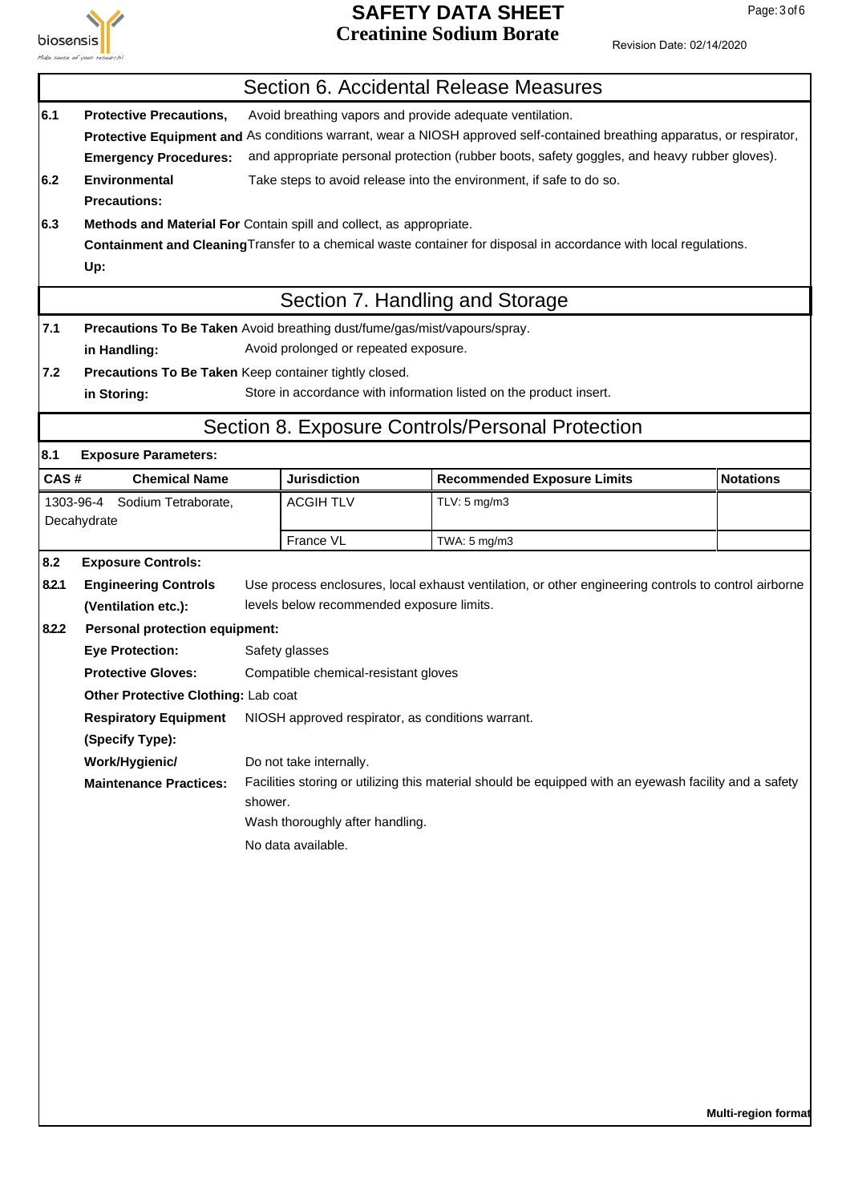## Section 6. Accidental Release Measures

**6.1 Protective Precautions, Protective Equipment and Emergency Procedures:** Avoid breathing vapors and provide adequate ventilation.
As conditions warrant, wear a NIOSH approved self-contained breathing apparatus, or respirator, and appropriate personal protection (rubber boots, safety goggles, and heavy rubber gloves).

**6.2 Environmental Precautions:** Take steps to avoid release into the environment, if safe to do so.

**6.3 Methods and Material For Containment and Cleaning Up:** Contain spill and collect, as appropriate.
Transfer to a chemical waste container for disposal in accordance with local regulations.

## Section 7. Handling and Storage

**7.1 Precautions To Be Taken in Handling:** Avoid breathing dust/fume/gas/mist/vapours/spray.
Avoid prolonged or repeated exposure.

**7.2 Precautions To Be Taken in Storing:** Keep container tightly closed.
Store in accordance with information listed on the product insert.

## Section 8. Exposure Controls/Personal Protection

**8.1 Exposure Parameters:**

| CAS # | Chemical Name | Jurisdiction | Recommended Exposure Limits | Notations |
|---|---|---|---|---|
| 1303-96-4 | Sodium Tetraborate, Decahydrate | ACGIH TLV | TLV: 5 mg/m3 | |
| | | France VL | TWA: 5 mg/m3 | |

**8.2 Exposure Controls:**

**8.2.1 Engineering Controls (Ventilation etc.):** Use process enclosures, local exhaust ventilation, or other engineering controls to control airborne levels below recommended exposure limits.

**8.2.2 Personal protection equipment:**

**Eye Protection:** Safety glasses

**Protective Gloves:** Compatible chemical-resistant gloves

**Other Protective Clothing:** Lab coat

**Respiratory Equipment (Specify Type):** NIOSH approved respirator, as conditions warrant.

**Work/Hygienic/ Maintenance Practices:** Do not take internally.
Facilities storing or utilizing this material should be equipped with an eyewash facility and a safety shower.
Wash thoroughly after handling.
No data available.

**Multi-region format**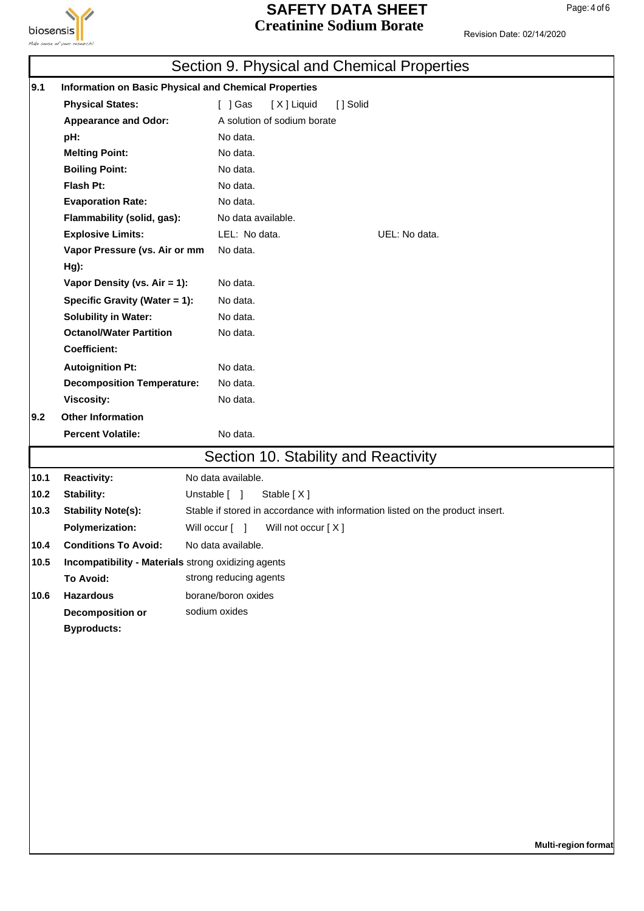## Section 9. Physical and Chemical Properties

| | | | |
|---|---|---|---|
| **9.1** | **Information on Basic Physical and Chemical Properties** | | |
| | **Physical States:** | [ ] Gas [ X ] Liquid [ ] Solid | |
| | **Appearance and Odor:** | A solution of sodium borate | |
| | **pH:** | No data. | |
| | **Melting Point:** | No data. | |
| | **Boiling Point:** | No data. | |
| | **Flash Pt:** | No data. | |
| | **Evaporation Rate:** | No data. | |
| | **Flammability (solid, gas):** | No data available. | |
| | **Explosive Limits:** | LEL: No data. | UEL: No data. |
| | **Vapor Pressure (vs. Air or mm Hg):** | No data. | |
| | **Vapor Density (vs. Air = 1):** | No data. | |
| | **Specific Gravity (Water = 1):** | No data. | |
| | **Solubility in Water:** | No data. | |
| | **Octanol/Water Partition Coefficient:** | No data. | |
| | **Autoignition Pt:** | No data. | |
| | **Decomposition Temperature:** | No data. | |
| | **Viscosity:** | No data. | |
| **9.2** | **Other Information** | | |
| | **Percent Volatile:** | No data. | |

## Section 10. Stability and Reactivity

| | | |
|---|---|---|
| **10.1** | **Reactivity:** | No data available. |
| **10.2** | **Stability:** | Unstable [ ] Stable [ X ] |
| **10.3** | **Stability Note(s):** | Stable if stored in accordance with information listed on the product insert. |
| | **Polymerization:** | Will occur [ ] Will not occur [ X ] |
| **10.4** | **Conditions To Avoid:** | No data available. |
| **10.5** | **Incompatibility - Materials To Avoid:** | strong oxidizing agents<br>strong reducing agents |
| **10.6** | **Hazardous Decomposition or Byproducts:** | borane/boron oxides<br>sodium oxides |

Multi-region format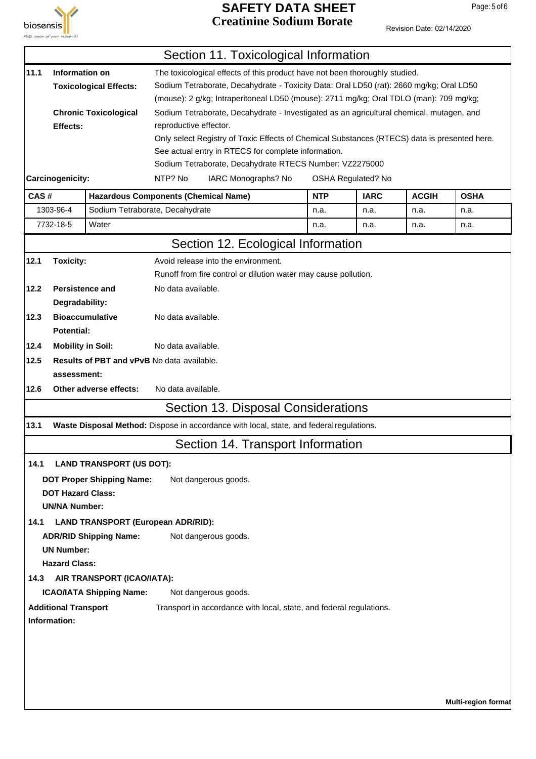## Section 11. Toxicological Information

**11.1 Information on Toxicological Effects:** The toxicological effects of this product have not been thoroughly studied.
Sodium Tetraborate, Decahydrate - Toxicity Data: Oral LD50 (rat): 2660 mg/kg; Oral LD50 (mouse): 2 g/kg; Intraperitoneal LD50 (mouse): 2711 mg/kg; Oral TDLO (man): 709 mg/kg;

**Chronic Toxicological Effects:** Sodium Tetraborate, Decahydrate - Investigated as an agricultural chemical, mutagen, and reproductive effector.
Only select Registry of Toxic Effects of Chemical Substances (RTECS) data is presented here. See actual entry in RTECS for complete information.
Sodium Tetraborate, Decahydrate RTECS Number: VZ2275000

**Carcinogenicity:** NTP? No IARC Monographs? No OSHA Regulated? No

| CAS # | Hazardous Components (Chemical Name) | NTP | IARC | ACGIH | OSHA |
|---|---|---|---|---|---|
| 1303-96-4 | Sodium Tetraborate, Decahydrate | n.a. | n.a. | n.a. | n.a. |
| 7732-18-5 | Water | n.a. | n.a. | n.a. | n.a. |

## Section 12. Ecological Information

**12.1 Toxicity:** Avoid release into the environment.
Runoff from fire control or dilution water may cause pollution.

**12.2 Persistence and Degradability:** No data available.

**12.3 Bioaccumulative Potential:** No data available.

**12.4 Mobility in Soil:** No data available.

**12.5 Results of PBT and vPvB assessment:** No data available.

**12.6 Other adverse effects:** No data available.

## Section 13. Disposal Considerations

**13.1 Waste Disposal Method:** Dispose in accordance with local, state, and federal regulations.

## Section 14. Transport Information

**14.1 LAND TRANSPORT (US DOT):**

**DOT Proper Shipping Name:** Not dangerous goods.
**DOT Hazard Class:**
**UN/NA Number:**

**14.1 LAND TRANSPORT (European ADR/RID):**

**ADR/RID Shipping Name:** Not dangerous goods.
**UN Number:**
**Hazard Class:**

**14.3 AIR TRANSPORT (ICAO/IATA):**

**ICAO/IATA Shipping Name:** Not dangerous goods.

**Additional Transport Information:** Transport in accordance with local, state, and federal regulations.

Multi-region format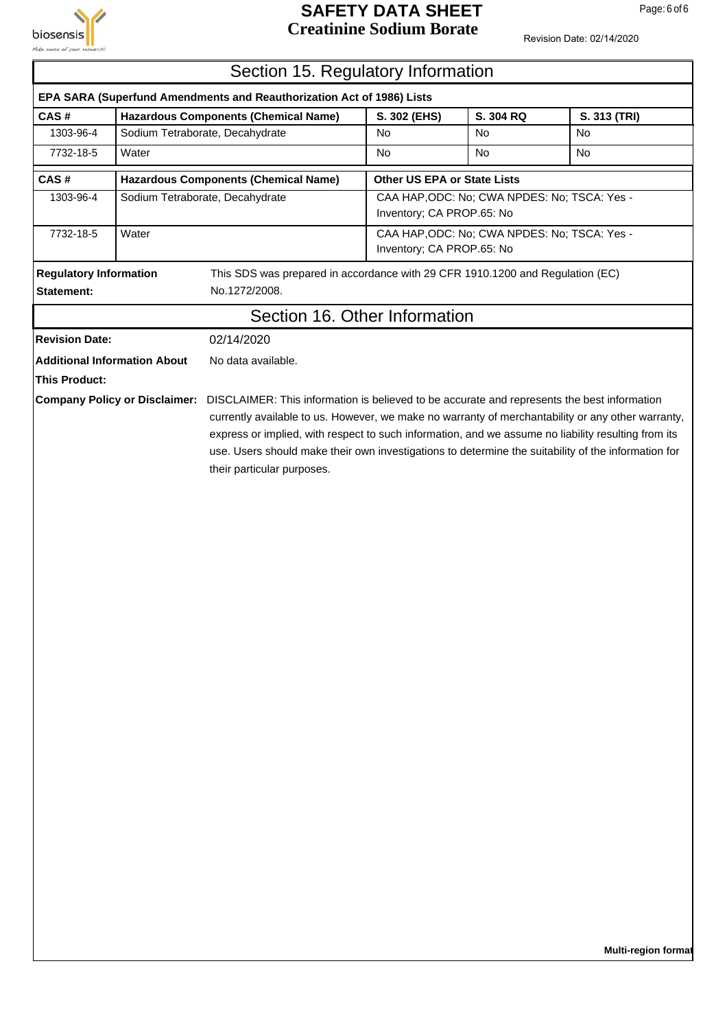## Section 15. Regulatory Information

**EPA SARA (Superfund Amendments and Reauthorization Act of 1986) Lists**

| CAS # | Hazardous Components (Chemical Name) | S. 302 (EHS) | S. 304 RQ | S. 313 (TRI) |
|---|---|---|---|---|
| 1303-96-4 | Sodium Tetraborate, Decahydrate | No | No | No |
| 7732-18-5 | Water | No | No | No |

| CAS # | Hazardous Components (Chemical Name) | Other US EPA or State Lists |
|---|---|---|
| 1303-96-4 | Sodium Tetraborate, Decahydrate | CAA HAP,ODC: No; CWA NPDES: No; TSCA: Yes - Inventory; CA PROP.65: No |
| 7732-18-5 | Water | CAA HAP,ODC: No; CWA NPDES: No; TSCA: Yes - Inventory; CA PROP.65: No |

**Regulatory Information Statement:** This SDS was prepared in accordance with 29 CFR 1910.1200 and Regulation (EC) No.1272/2008.

## Section 16. Other Information

**Revision Date:** 02/14/2020

**Additional Information About This Product:** No data available.

**Company Policy or Disclaimer:** DISCLAIMER: This information is believed to be accurate and represents the best information currently available to us. However, we make no warranty of merchantability or any other warranty, express or implied, with respect to such information, and we assume no liability resulting from its use. Users should make their own investigations to determine the suitability of the information for their particular purposes.

**Multi-region format**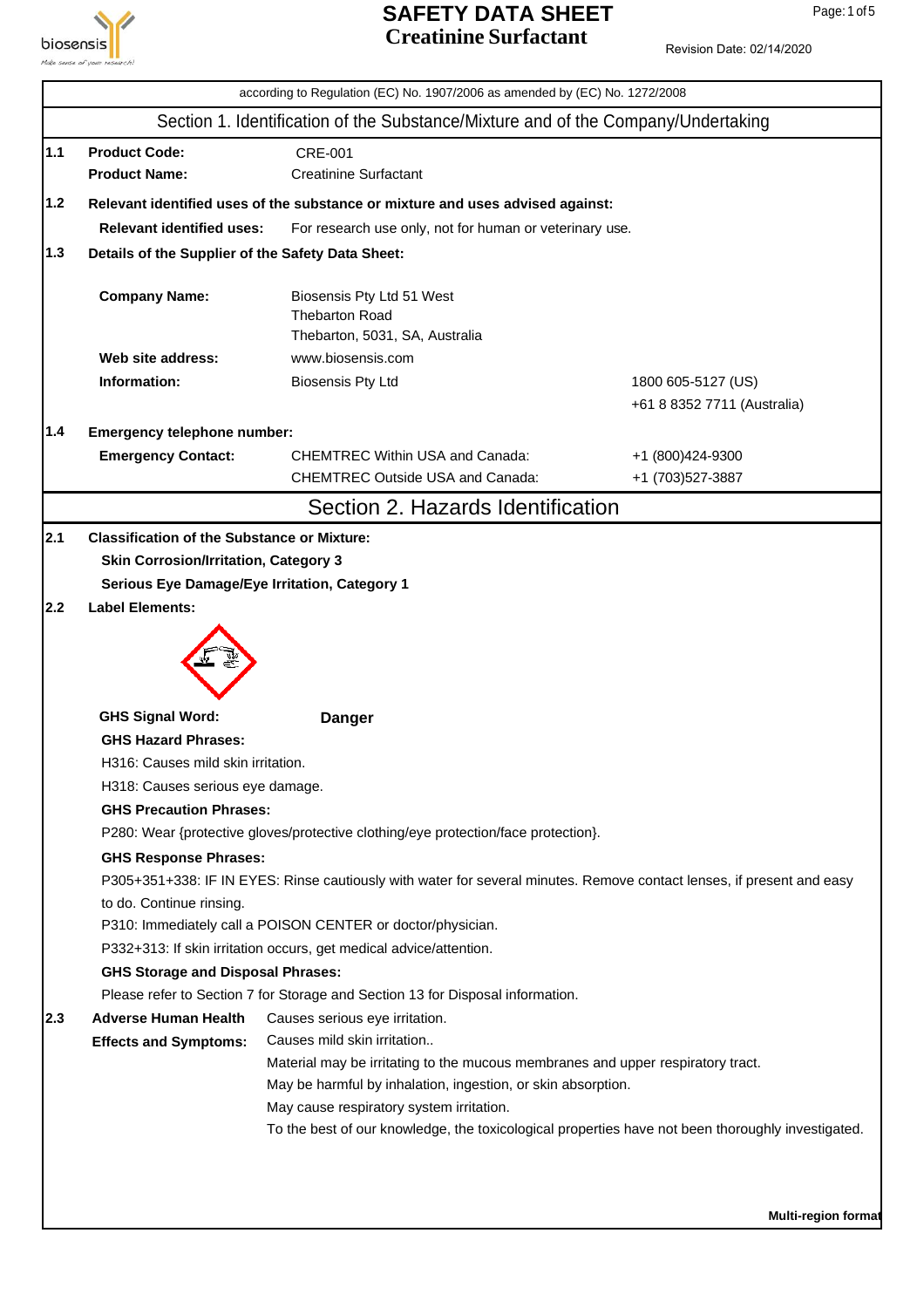according to Regulation (EC) No. 1907/2006 as amended by (EC) No. 1272/2008

## Section 1. Identification of the Substance/Mixture and of the Company/Undertaking

**1.1**

**Product Code:** CRE-001

**Product Name:** Creatinine Surfactant

**1.2 Relevant identified uses of the substance or mixture and uses advised against:**

**Relevant identified uses:** For research use only, not for human or veterinary use.

**1.3 Details of the Supplier of the Safety Data Sheet:**

**Company Name:** Biosensis Pty Ltd 51 West Thebarton Road Thebarton, 5031, SA, Australia

**Web site address:** www.biosensis.com

**Information:** Biosensis Pty Ltd — 1800 605-5127 (US), +61 8 8352 7711 (Australia)

**1.4 Emergency telephone number:**

**Emergency Contact:**

| | |
|---|---|
| CHEMTREC Within USA and Canada: | +1 (800)424-9300 |
| CHEMTREC Outside USA and Canada: | +1 (703)527-3887 |

## Section 2. Hazards Identification

**2.1 Classification of the Substance or Mixture:**

**Skin Corrosion/Irritation, Category 3**

**Serious Eye Damage/Eye Irritation, Category 1**

**2.2 Label Elements:**

**GHS Signal Word:** **Danger**

**GHS Hazard Phrases:**

H316: Causes mild skin irritation.

H318: Causes serious eye damage.

**GHS Precaution Phrases:**

P280: Wear {protective gloves/protective clothing/eye protection/face protection}.

**GHS Response Phrases:**

P305+351+338: IF IN EYES: Rinse cautiously with water for several minutes. Remove contact lenses, if present and easy to do. Continue rinsing.

P310: Immediately call a POISON CENTER or doctor/physician.

P332+313: If skin irritation occurs, get medical advice/attention.

**GHS Storage and Disposal Phrases:**

Please refer to Section 7 for Storage and Section 13 for Disposal information.

**2.3 Adverse Human Health Effects and Symptoms:**

Causes serious eye irritation.

Causes mild skin irritation..

Material may be irritating to the mucous membranes and upper respiratory tract.

May be harmful by inhalation, ingestion, or skin absorption.

May cause respiratory system irritation.

To the best of our knowledge, the toxicological properties have not been thoroughly investigated.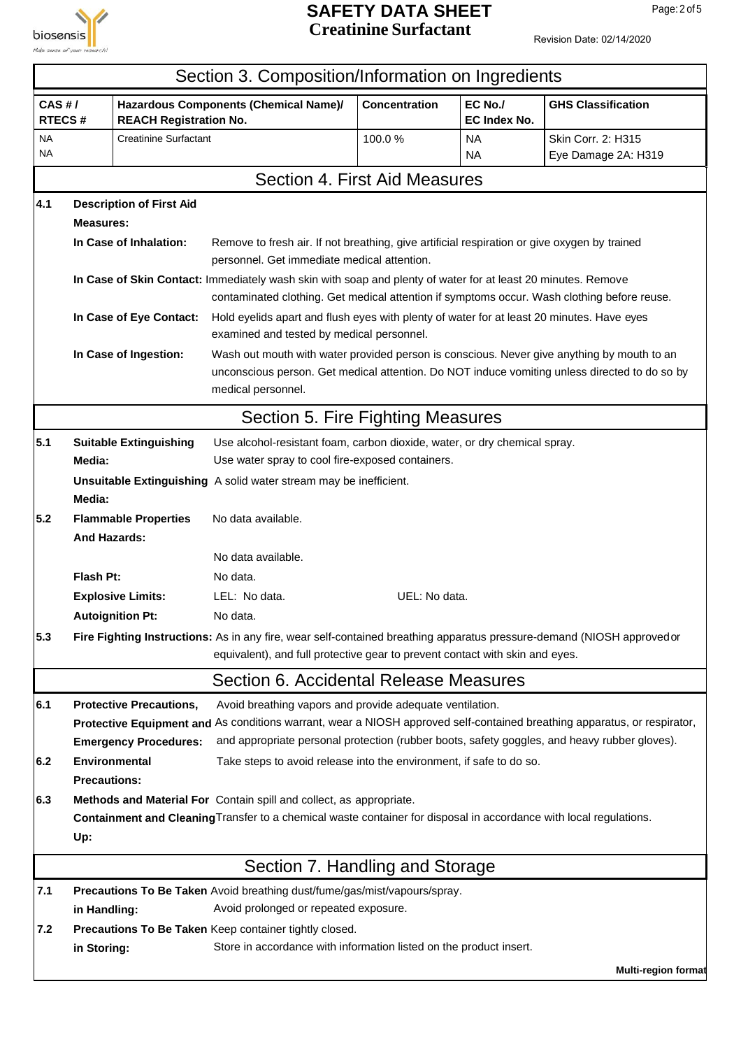## Section 3. Composition/Information on Ingredients

| CAS # / RTECS # | Hazardous Components (Chemical Name)/ REACH Registration No. | Concentration | EC No./ EC Index No. | GHS Classification |
|---|---|---|---|---|
| NA<br>NA | Creatinine Surfactant | 100.0 % | NA<br>NA | Skin Corr. 2: H315<br>Eye Damage 2A: H319 |

## Section 4. First Aid Measures

**4.1 Description of First Aid Measures:**

**In Case of Inhalation:** Remove to fresh air. If not breathing, give artificial respiration or give oxygen by trained personnel. Get immediate medical attention.

**In Case of Skin Contact:** Immediately wash skin with soap and plenty of water for at least 20 minutes. Remove contaminated clothing. Get medical attention if symptoms occur. Wash clothing before reuse.

**In Case of Eye Contact:** Hold eyelids apart and flush eyes with plenty of water for at least 20 minutes. Have eyes examined and tested by medical personnel.

**In Case of Ingestion:** Wash out mouth with water provided person is conscious. Never give anything by mouth to an unconscious person. Get medical attention. Do NOT induce vomiting unless directed to do so by medical personnel.

## Section 5. Fire Fighting Measures

**5.1 Suitable Extinguishing Media:** Use alcohol-resistant foam, carbon dioxide, water, or dry chemical spray. Use water spray to cool fire-exposed containers.

**Unsuitable Extinguishing Media:** A solid water stream may be inefficient.

**5.2 Flammable Properties And Hazards:** No data available.

No data available.

**Flash Pt:** No data.

**Explosive Limits:** LEL: No data. UEL: No data.

**Autoignition Pt:** No data.

**5.3 Fire Fighting Instructions:** As in any fire, wear self-contained breathing apparatus pressure-demand (NIOSH approved or equivalent), and full protective gear to prevent contact with skin and eyes.

## Section 6. Accidental Release Measures

**6.1 Protective Precautions, Protective Equipment and Emergency Procedures:** Avoid breathing vapors and provide adequate ventilation. As conditions warrant, wear a NIOSH approved self-contained breathing apparatus, or respirator, and appropriate personal protection (rubber boots, safety goggles, and heavy rubber gloves).

**6.2 Environmental Precautions:** Take steps to avoid release into the environment, if safe to do so.

**6.3 Methods and Material For Containment and Cleaning Up:** Contain spill and collect, as appropriate. Transfer to a chemical waste container for disposal in accordance with local regulations.

## Section 7. Handling and Storage

**7.1 Precautions To Be Taken in Handling:** Avoid breathing dust/fume/gas/mist/vapours/spray. Avoid prolonged or repeated exposure.

**7.2 Precautions To Be Taken in Storing:** Keep container tightly closed. Store in accordance with information listed on the product insert.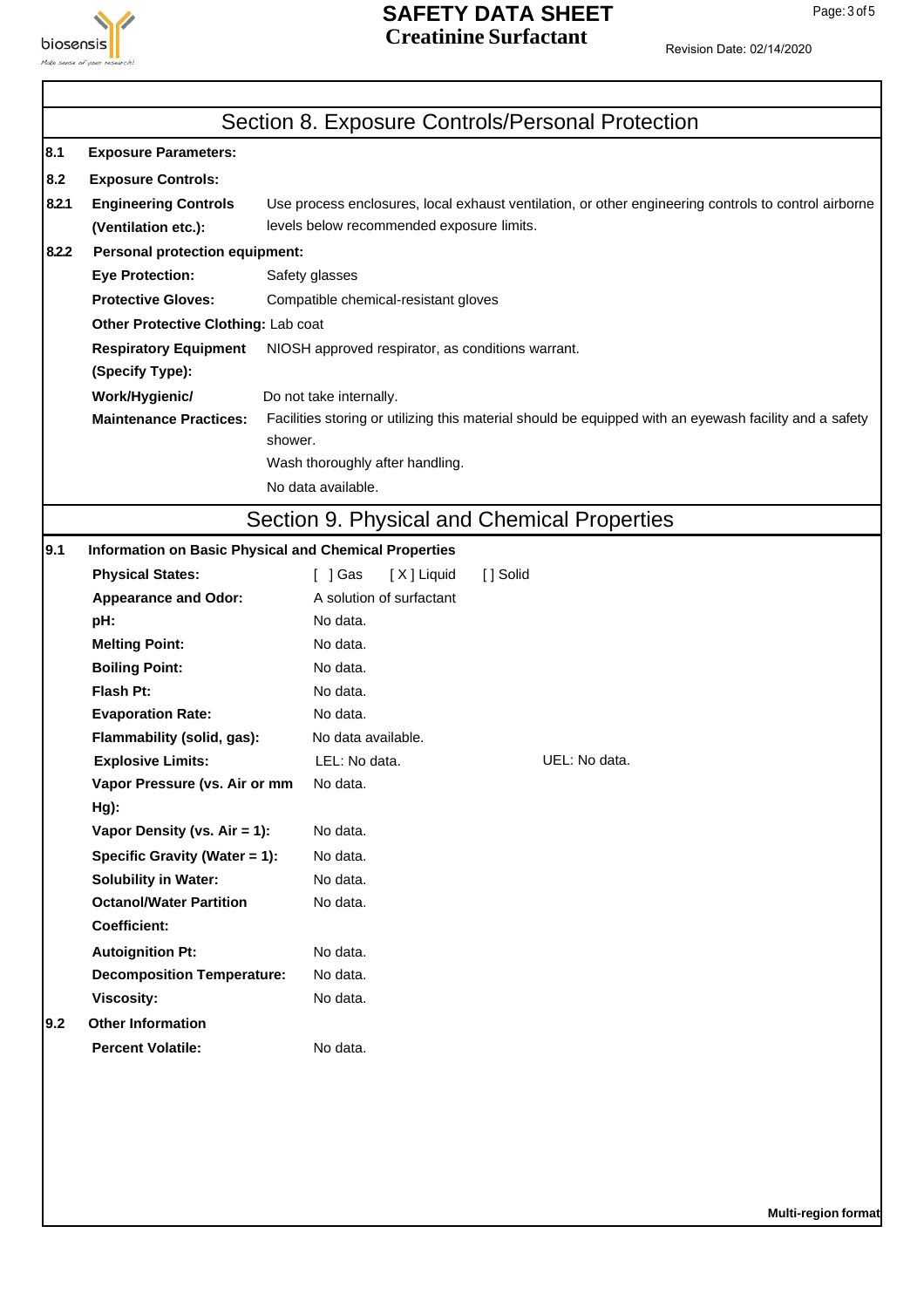## Section 8. Exposure Controls/Personal Protection

**8.1 Exposure Parameters:**

**8.2 Exposure Controls:**

**8.2.1 Engineering Controls (Ventilation etc.):** Use process enclosures, local exhaust ventilation, or other engineering controls to control airborne levels below recommended exposure limits.

**8.2.2 Personal protection equipment:**

| | |
|---|---|
| **Eye Protection:** | Safety glasses |
| **Protective Gloves:** | Compatible chemical-resistant gloves |
| **Other Protective Clothing:** | Lab coat |
| **Respiratory Equipment (Specify Type):** | NIOSH approved respirator, as conditions warrant. |
| **Work/Hygienic/ Maintenance Practices:** | Do not take internally.<br>Facilities storing or utilizing this material should be equipped with an eyewash facility and a safety shower.<br>Wash thoroughly after handling.<br>No data available. |

## Section 9. Physical and Chemical Properties

**9.1 Information on Basic Physical and Chemical Properties**

| | | |
|---|---|---|
| **Physical States:** | [ ] Gas [ X ] Liquid [ ] Solid | |
| **Appearance and Odor:** | A solution of surfactant | |
| **pH:** | No data. | |
| **Melting Point:** | No data. | |
| **Boiling Point:** | No data. | |
| **Flash Pt:** | No data. | |
| **Evaporation Rate:** | No data. | |
| **Flammability (solid, gas):** | No data available. | |
| **Explosive Limits:** | LEL: No data. | UEL: No data. |
| **Vapor Pressure (vs. Air or mm Hg):** | No data. | |
| **Vapor Density (vs. Air = 1):** | No data. | |
| **Specific Gravity (Water = 1):** | No data. | |
| **Solubility in Water:** | No data. | |
| **Octanol/Water Partition Coefficient:** | No data. | |
| **Autoignition Pt:** | No data. | |
| **Decomposition Temperature:** | No data. | |
| **Viscosity:** | No data. | |

**9.2 Other Information**

| | |
|---|---|
| **Percent Volatile:** | No data. |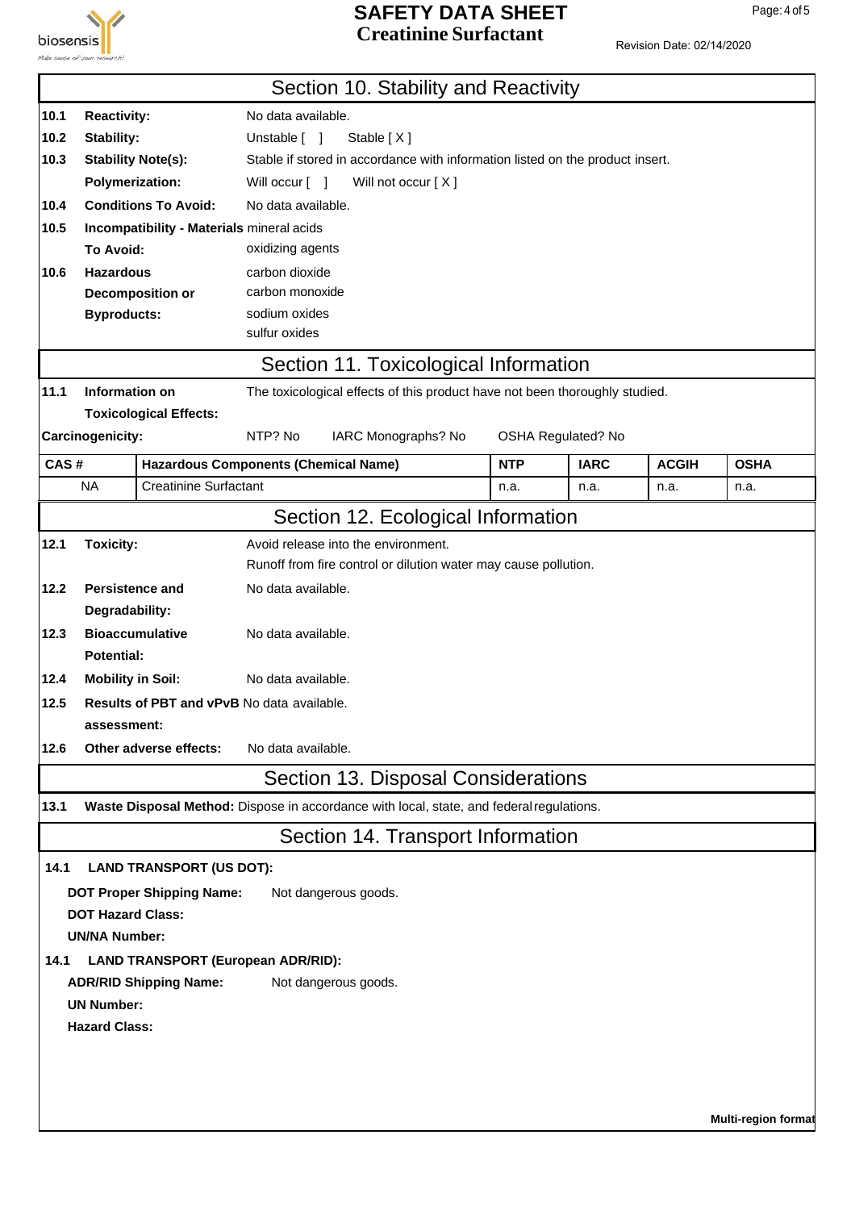## Section 10. Stability and Reactivity

**10.1 Reactivity:** No data available.

**10.2 Stability:** Unstable [ ] Stable [ X ]

**10.3 Stability Note(s):** Stable if stored in accordance with information listed on the product insert.

**Polymerization:** Will occur [ ] Will not occur [ X ]

**10.4 Conditions To Avoid:** No data available.

**10.5 Incompatibility - Materials To Avoid:** mineral acids
oxidizing agents

**10.6 Hazardous Decomposition or Byproducts:** carbon dioxide
carbon monoxide
sodium oxides
sulfur oxides

## Section 11. Toxicological Information

**11.1 Information on Toxicological Effects:** The toxicological effects of this product have not been thoroughly studied.

**Carcinogenicity:** NTP? No IARC Monographs? No OSHA Regulated? No

| CAS # | Hazardous Components (Chemical Name) | NTP | IARC | ACGIH | OSHA |
|---|---|---|---|---|---|
| NA | Creatinine Surfactant | n.a. | n.a. | n.a. | n.a. |

## Section 12. Ecological Information

**12.1 Toxicity:** Avoid release into the environment.
Runoff from fire control or dilution water may cause pollution.

**12.2 Persistence and Degradability:** No data available.

**12.3 Bioaccumulative Potential:** No data available.

**12.4 Mobility in Soil:** No data available.

**12.5 Results of PBT and vPvB assessment:** No data available.

**12.6 Other adverse effects:** No data available.

## Section 13. Disposal Considerations

**13.1 Waste Disposal Method:** Dispose in accordance with local, state, and federal regulations.

## Section 14. Transport Information

**14.1 LAND TRANSPORT (US DOT):**

**DOT Proper Shipping Name:** Not dangerous goods.

**DOT Hazard Class:**

**UN/NA Number:**

**14.1 LAND TRANSPORT (European ADR/RID):**

**ADR/RID Shipping Name:** Not dangerous goods.

**UN Number:**

**Hazard Class:**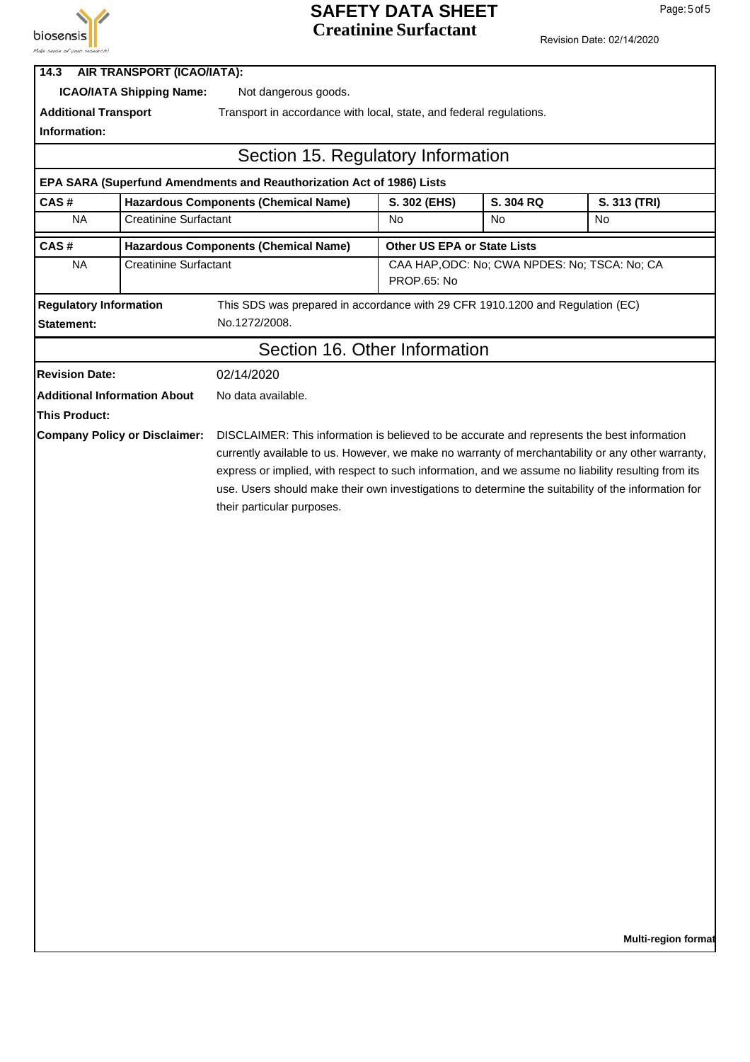**14.3 AIR TRANSPORT (ICAO/IATA):**

**ICAO/IATA Shipping Name:** Not dangerous goods.

**Additional Transport Information:** Transport in accordance with local, state, and federal regulations.

## Section 15. Regulatory Information

**EPA SARA (Superfund Amendments and Reauthorization Act of 1986) Lists**

| CAS # | Hazardous Components (Chemical Name) | S. 302 (EHS) | S. 304 RQ | S. 313 (TRI) |
|---|---|---|---|---|
| NA | Creatinine Surfactant | No | No | No |

| CAS # | Hazardous Components (Chemical Name) | Other US EPA or State Lists |
|---|---|---|
| NA | Creatinine Surfactant | CAA HAP,ODC: No; CWA NPDES: No; TSCA: No; CA PROP.65: No |

**Regulatory Information Statement:** This SDS was prepared in accordance with 29 CFR 1910.1200 and Regulation (EC) No.1272/2008.

## Section 16. Other Information

**Revision Date:** 02/14/2020

**Additional Information About This Product:** No data available.

**Company Policy or Disclaimer:** DISCLAIMER: This information is believed to be accurate and represents the best information currently available to us. However, we make no warranty of merchantability or any other warranty, express or implied, with respect to such information, and we assume no liability resulting from its use. Users should make their own investigations to determine the suitability of the information for their particular purposes.

**Multi-region format**